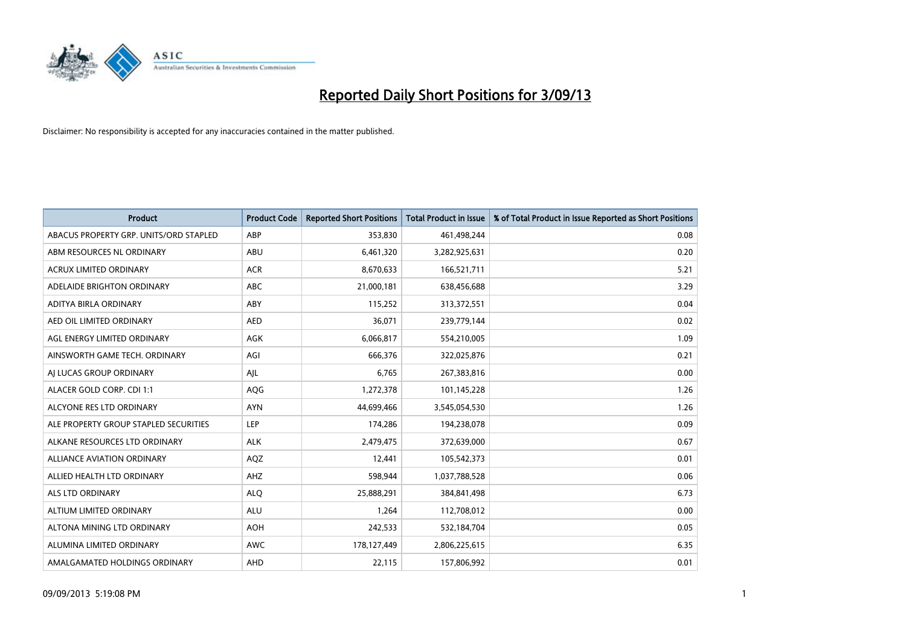# Reported Daily Short Positions for 3/09/13

Disclaimer: No responsibility is accepted for any inaccuracies contained in the matter published.

| Product | Product Code | Reported Short Positions | Total Product in Issue | % of Total Product in Issue Reported as Short Positions |
|---|---|---|---|---|
| ABACUS PROPERTY GRP. UNITS/ORD STAPLED | ABP | 353,830 | 461,498,244 | 0.08 |
| ABM RESOURCES NL ORDINARY | ABU | 6,461,320 | 3,282,925,631 | 0.20 |
| ACRUX LIMITED ORDINARY | ACR | 8,670,633 | 166,521,711 | 5.21 |
| ADELAIDE BRIGHTON ORDINARY | ABC | 21,000,181 | 638,456,688 | 3.29 |
| ADITYA BIRLA ORDINARY | ABY | 115,252 | 313,372,551 | 0.04 |
| AED OIL LIMITED ORDINARY | AED | 36,071 | 239,779,144 | 0.02 |
| AGL ENERGY LIMITED ORDINARY | AGK | 6,066,817 | 554,210,005 | 1.09 |
| AINSWORTH GAME TECH. ORDINARY | AGI | 666,376 | 322,025,876 | 0.21 |
| AJ LUCAS GROUP ORDINARY | AJL | 6,765 | 267,383,816 | 0.00 |
| ALACER GOLD CORP. CDI 1:1 | AQG | 1,272,378 | 101,145,228 | 1.26 |
| ALCYONE RES LTD ORDINARY | AYN | 44,699,466 | 3,545,054,530 | 1.26 |
| ALE PROPERTY GROUP STAPLED SECURITIES | LEP | 174,286 | 194,238,078 | 0.09 |
| ALKANE RESOURCES LTD ORDINARY | ALK | 2,479,475 | 372,639,000 | 0.67 |
| ALLIANCE AVIATION ORDINARY | AQZ | 12,441 | 105,542,373 | 0.01 |
| ALLIED HEALTH LTD ORDINARY | AHZ | 598,944 | 1,037,788,528 | 0.06 |
| ALS LTD ORDINARY | ALQ | 25,888,291 | 384,841,498 | 6.73 |
| ALTIUM LIMITED ORDINARY | ALU | 1,264 | 112,708,012 | 0.00 |
| ALTONA MINING LTD ORDINARY | AOH | 242,533 | 532,184,704 | 0.05 |
| ALUMINA LIMITED ORDINARY | AWC | 178,127,449 | 2,806,225,615 | 6.35 |
| AMALGAMATED HOLDINGS ORDINARY | AHD | 22,115 | 157,806,992 | 0.01 |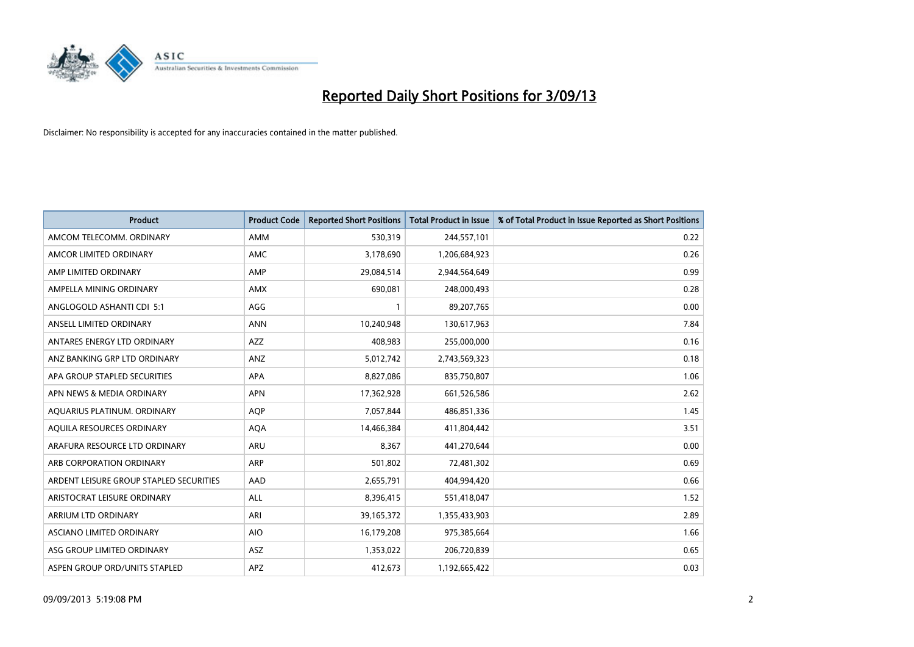# Reported Daily Short Positions for 3/09/13

Disclaimer: No responsibility is accepted for any inaccuracies contained in the matter published.

| Product | Product Code | Reported Short Positions | Total Product in Issue | % of Total Product in Issue Reported as Short Positions |
|---|---|---|---|---|
| AMCOM TELECOMM. ORDINARY | AMM | 530,319 | 244,557,101 | 0.22 |
| AMCOR LIMITED ORDINARY | AMC | 3,178,690 | 1,206,684,923 | 0.26 |
| AMP LIMITED ORDINARY | AMP | 29,084,514 | 2,944,564,649 | 0.99 |
| AMPELLA MINING ORDINARY | AMX | 690,081 | 248,000,493 | 0.28 |
| ANGLOGOLD ASHANTI CDI 5:1 | AGG | 1 | 89,207,765 | 0.00 |
| ANSELL LIMITED ORDINARY | ANN | 10,240,948 | 130,617,963 | 7.84 |
| ANTARES ENERGY LTD ORDINARY | AZZ | 408,983 | 255,000,000 | 0.16 |
| ANZ BANKING GRP LTD ORDINARY | ANZ | 5,012,742 | 2,743,569,323 | 0.18 |
| APA GROUP STAPLED SECURITIES | APA | 8,827,086 | 835,750,807 | 1.06 |
| APN NEWS & MEDIA ORDINARY | APN | 17,362,928 | 661,526,586 | 2.62 |
| AQUARIUS PLATINUM. ORDINARY | AQP | 7,057,844 | 486,851,336 | 1.45 |
| AQUILA RESOURCES ORDINARY | AQA | 14,466,384 | 411,804,442 | 3.51 |
| ARAFURA RESOURCE LTD ORDINARY | ARU | 8,367 | 441,270,644 | 0.00 |
| ARB CORPORATION ORDINARY | ARP | 501,802 | 72,481,302 | 0.69 |
| ARDENT LEISURE GROUP STAPLED SECURITIES | AAD | 2,655,791 | 404,994,420 | 0.66 |
| ARISTOCRAT LEISURE ORDINARY | ALL | 8,396,415 | 551,418,047 | 1.52 |
| ARRIUM LTD ORDINARY | ARI | 39,165,372 | 1,355,433,903 | 2.89 |
| ASCIANO LIMITED ORDINARY | AIO | 16,179,208 | 975,385,664 | 1.66 |
| ASG GROUP LIMITED ORDINARY | ASZ | 1,353,022 | 206,720,839 | 0.65 |
| ASPEN GROUP ORD/UNITS STAPLED | APZ | 412,673 | 1,192,665,422 | 0.03 |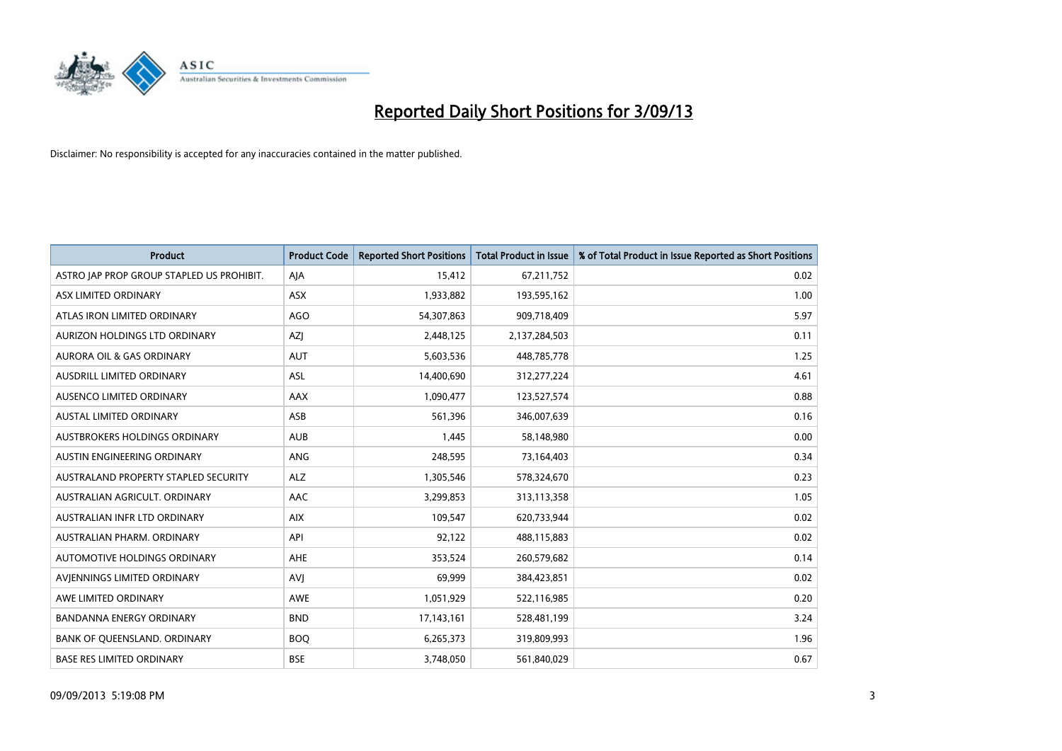# Reported Daily Short Positions for 3/09/13

Disclaimer: No responsibility is accepted for any inaccuracies contained in the matter published.

| Product | Product Code | Reported Short Positions | Total Product in Issue | % of Total Product in Issue Reported as Short Positions |
|---|---|---|---|---|
| ASTRO JAP PROP GROUP STAPLED US PROHIBIT. | AJA | 15,412 | 67,211,752 | 0.02 |
| ASX LIMITED ORDINARY | ASX | 1,933,882 | 193,595,162 | 1.00 |
| ATLAS IRON LIMITED ORDINARY | AGO | 54,307,863 | 909,718,409 | 5.97 |
| AURIZON HOLDINGS LTD ORDINARY | AZJ | 2,448,125 | 2,137,284,503 | 0.11 |
| AURORA OIL & GAS ORDINARY | AUT | 5,603,536 | 448,785,778 | 1.25 |
| AUSDRILL LIMITED ORDINARY | ASL | 14,400,690 | 312,277,224 | 4.61 |
| AUSENCO LIMITED ORDINARY | AAX | 1,090,477 | 123,527,574 | 0.88 |
| AUSTAL LIMITED ORDINARY | ASB | 561,396 | 346,007,639 | 0.16 |
| AUSTBROKERS HOLDINGS ORDINARY | AUB | 1,445 | 58,148,980 | 0.00 |
| AUSTIN ENGINEERING ORDINARY | ANG | 248,595 | 73,164,403 | 0.34 |
| AUSTRALAND PROPERTY STAPLED SECURITY | ALZ | 1,305,546 | 578,324,670 | 0.23 |
| AUSTRALIAN AGRICULT. ORDINARY | AAC | 3,299,853 | 313,113,358 | 1.05 |
| AUSTRALIAN INFR LTD ORDINARY | AIX | 109,547 | 620,733,944 | 0.02 |
| AUSTRALIAN PHARM. ORDINARY | API | 92,122 | 488,115,883 | 0.02 |
| AUTOMOTIVE HOLDINGS ORDINARY | AHE | 353,524 | 260,579,682 | 0.14 |
| AVJENNINGS LIMITED ORDINARY | AVJ | 69,999 | 384,423,851 | 0.02 |
| AWE LIMITED ORDINARY | AWE | 1,051,929 | 522,116,985 | 0.20 |
| BANDANNA ENERGY ORDINARY | BND | 17,143,161 | 528,481,199 | 3.24 |
| BANK OF QUEENSLAND. ORDINARY | BOQ | 6,265,373 | 319,809,993 | 1.96 |
| BASE RES LIMITED ORDINARY | BSE | 3,748,050 | 561,840,029 | 0.67 |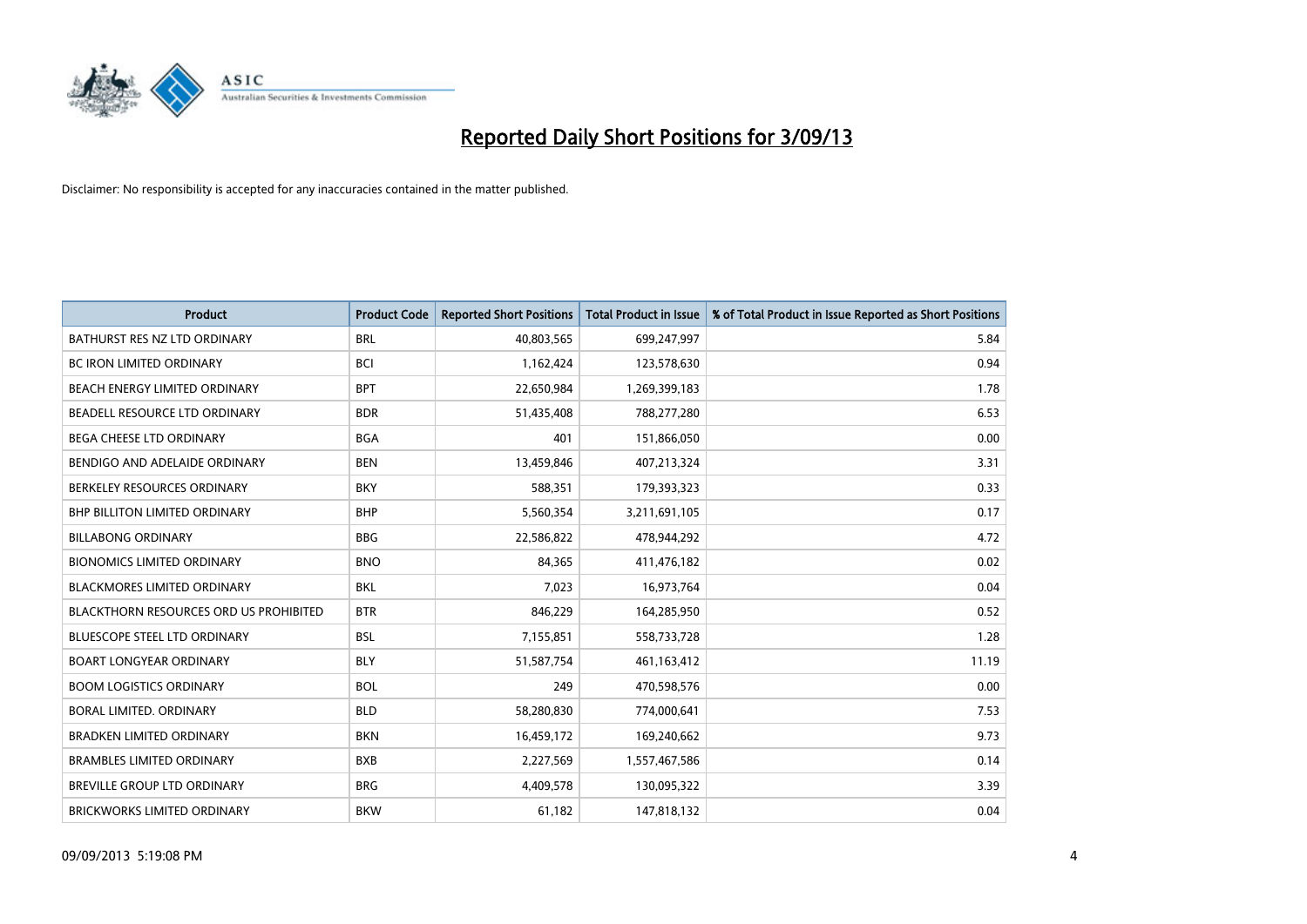# Reported Daily Short Positions for 3/09/13

Disclaimer: No responsibility is accepted for any inaccuracies contained in the matter published.

| Product | Product Code | Reported Short Positions | Total Product in Issue | % of Total Product in Issue Reported as Short Positions |
|---|---|---|---|---|
| BATHURST RES NZ LTD ORDINARY | BRL | 40,803,565 | 699,247,997 | 5.84 |
| BC IRON LIMITED ORDINARY | BCI | 1,162,424 | 123,578,630 | 0.94 |
| BEACH ENERGY LIMITED ORDINARY | BPT | 22,650,984 | 1,269,399,183 | 1.78 |
| BEADELL RESOURCE LTD ORDINARY | BDR | 51,435,408 | 788,277,280 | 6.53 |
| BEGA CHEESE LTD ORDINARY | BGA | 401 | 151,866,050 | 0.00 |
| BENDIGO AND ADELAIDE ORDINARY | BEN | 13,459,846 | 407,213,324 | 3.31 |
| BERKELEY RESOURCES ORDINARY | BKY | 588,351 | 179,393,323 | 0.33 |
| BHP BILLITON LIMITED ORDINARY | BHP | 5,560,354 | 3,211,691,105 | 0.17 |
| BILLABONG ORDINARY | BBG | 22,586,822 | 478,944,292 | 4.72 |
| BIONOMICS LIMITED ORDINARY | BNO | 84,365 | 411,476,182 | 0.02 |
| BLACKMORES LIMITED ORDINARY | BKL | 7,023 | 16,973,764 | 0.04 |
| BLACKTHORN RESOURCES ORD US PROHIBITED | BTR | 846,229 | 164,285,950 | 0.52 |
| BLUESCOPE STEEL LTD ORDINARY | BSL | 7,155,851 | 558,733,728 | 1.28 |
| BOART LONGYEAR ORDINARY | BLY | 51,587,754 | 461,163,412 | 11.19 |
| BOOM LOGISTICS ORDINARY | BOL | 249 | 470,598,576 | 0.00 |
| BORAL LIMITED. ORDINARY | BLD | 58,280,830 | 774,000,641 | 7.53 |
| BRADKEN LIMITED ORDINARY | BKN | 16,459,172 | 169,240,662 | 9.73 |
| BRAMBLES LIMITED ORDINARY | BXB | 2,227,569 | 1,557,467,586 | 0.14 |
| BREVILLE GROUP LTD ORDINARY | BRG | 4,409,578 | 130,095,322 | 3.39 |
| BRICKWORKS LIMITED ORDINARY | BKW | 61,182 | 147,818,132 | 0.04 |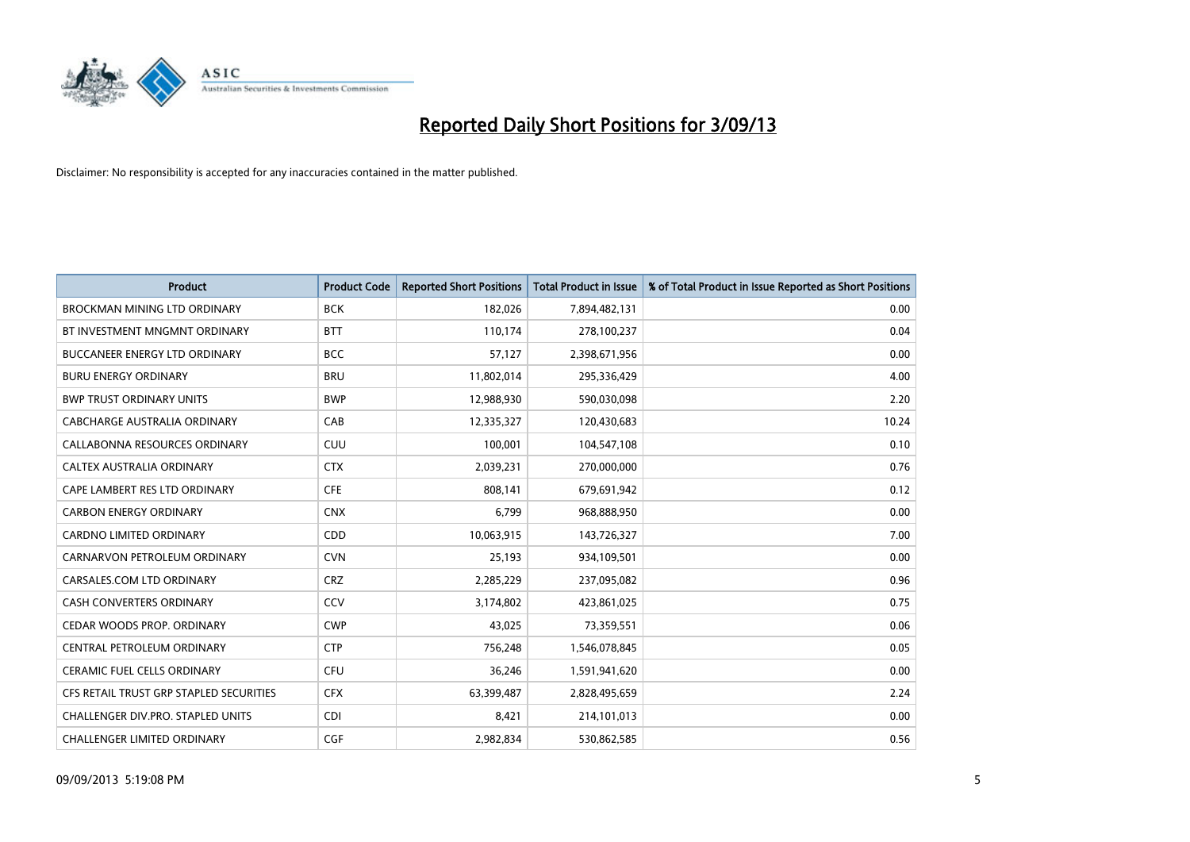# Reported Daily Short Positions for 3/09/13

Disclaimer: No responsibility is accepted for any inaccuracies contained in the matter published.

| Product | Product Code | Reported Short Positions | Total Product in Issue | % of Total Product in Issue Reported as Short Positions |
|---|---|---|---|---|
| BROCKMAN MINING LTD ORDINARY | BCK | 182,026 | 7,894,482,131 | 0.00 |
| BT INVESTMENT MNGMNT ORDINARY | BTT | 110,174 | 278,100,237 | 0.04 |
| BUCCANEER ENERGY LTD ORDINARY | BCC | 57,127 | 2,398,671,956 | 0.00 |
| BURU ENERGY ORDINARY | BRU | 11,802,014 | 295,336,429 | 4.00 |
| BWP TRUST ORDINARY UNITS | BWP | 12,988,930 | 590,030,098 | 2.20 |
| CABCHARGE AUSTRALIA ORDINARY | CAB | 12,335,327 | 120,430,683 | 10.24 |
| CALLABONNA RESOURCES ORDINARY | CUU | 100,001 | 104,547,108 | 0.10 |
| CALTEX AUSTRALIA ORDINARY | CTX | 2,039,231 | 270,000,000 | 0.76 |
| CAPE LAMBERT RES LTD ORDINARY | CFE | 808,141 | 679,691,942 | 0.12 |
| CARBON ENERGY ORDINARY | CNX | 6,799 | 968,888,950 | 0.00 |
| CARDNO LIMITED ORDINARY | CDD | 10,063,915 | 143,726,327 | 7.00 |
| CARNARVON PETROLEUM ORDINARY | CVN | 25,193 | 934,109,501 | 0.00 |
| CARSALES.COM LTD ORDINARY | CRZ | 2,285,229 | 237,095,082 | 0.96 |
| CASH CONVERTERS ORDINARY | CCV | 3,174,802 | 423,861,025 | 0.75 |
| CEDAR WOODS PROP. ORDINARY | CWP | 43,025 | 73,359,551 | 0.06 |
| CENTRAL PETROLEUM ORDINARY | CTP | 756,248 | 1,546,078,845 | 0.05 |
| CERAMIC FUEL CELLS ORDINARY | CFU | 36,246 | 1,591,941,620 | 0.00 |
| CFS RETAIL TRUST GRP STAPLED SECURITIES | CFX | 63,399,487 | 2,828,495,659 | 2.24 |
| CHALLENGER DIV.PRO. STAPLED UNITS | CDI | 8,421 | 214,101,013 | 0.00 |
| CHALLENGER LIMITED ORDINARY | CGF | 2,982,834 | 530,862,585 | 0.56 |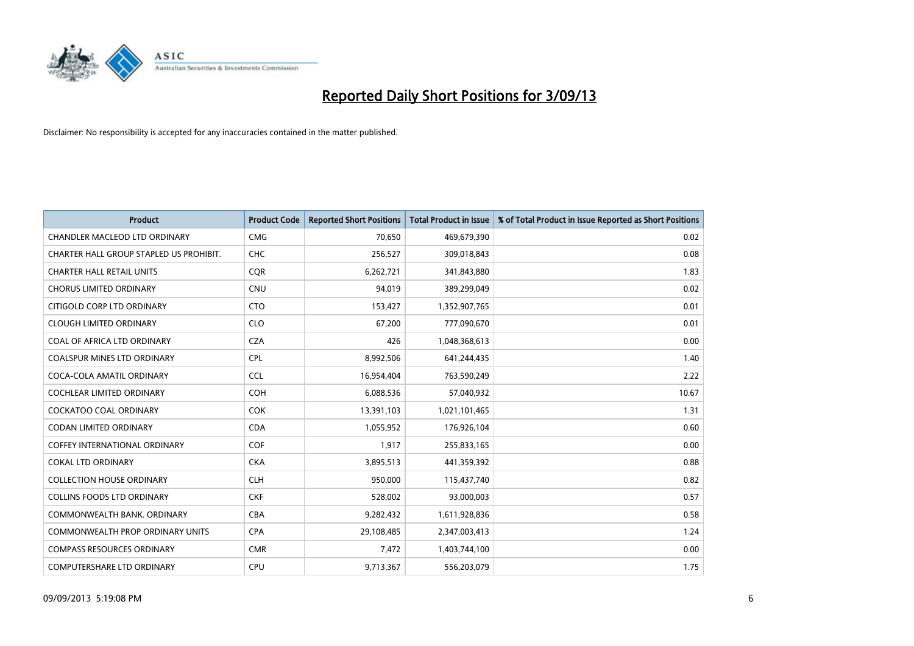# Reported Daily Short Positions for 3/09/13

Disclaimer: No responsibility is accepted for any inaccuracies contained in the matter published.

| Product | Product Code | Reported Short Positions | Total Product in Issue | % of Total Product in Issue Reported as Short Positions |
|---|---|---|---|---|
| CHANDLER MACLEOD LTD ORDINARY | CMG | 70,650 | 469,679,390 | 0.02 |
| CHARTER HALL GROUP STAPLED US PROHIBIT. | CHC | 256,527 | 309,018,843 | 0.08 |
| CHARTER HALL RETAIL UNITS | CQR | 6,262,721 | 341,843,880 | 1.83 |
| CHORUS LIMITED ORDINARY | CNU | 94,019 | 389,299,049 | 0.02 |
| CITIGOLD CORP LTD ORDINARY | CTO | 153,427 | 1,352,907,765 | 0.01 |
| CLOUGH LIMITED ORDINARY | CLO | 67,200 | 777,090,670 | 0.01 |
| COAL OF AFRICA LTD ORDINARY | CZA | 426 | 1,048,368,613 | 0.00 |
| COALSPUR MINES LTD ORDINARY | CPL | 8,992,506 | 641,244,435 | 1.40 |
| COCA-COLA AMATIL ORDINARY | CCL | 16,954,404 | 763,590,249 | 2.22 |
| COCHLEAR LIMITED ORDINARY | COH | 6,088,536 | 57,040,932 | 10.67 |
| COCKATOO COAL ORDINARY | COK | 13,391,103 | 1,021,101,465 | 1.31 |
| CODAN LIMITED ORDINARY | CDA | 1,055,952 | 176,926,104 | 0.60 |
| COFFEY INTERNATIONAL ORDINARY | COF | 1,917 | 255,833,165 | 0.00 |
| COKAL LTD ORDINARY | CKA | 3,895,513 | 441,359,392 | 0.88 |
| COLLECTION HOUSE ORDINARY | CLH | 950,000 | 115,437,740 | 0.82 |
| COLLINS FOODS LTD ORDINARY | CKF | 528,002 | 93,000,003 | 0.57 |
| COMMONWEALTH BANK. ORDINARY | CBA | 9,282,432 | 1,611,928,836 | 0.58 |
| COMMONWEALTH PROP ORDINARY UNITS | CPA | 29,108,485 | 2,347,003,413 | 1.24 |
| COMPASS RESOURCES ORDINARY | CMR | 7,472 | 1,403,744,100 | 0.00 |
| COMPUTERSHARE LTD ORDINARY | CPU | 9,713,367 | 556,203,079 | 1.75 |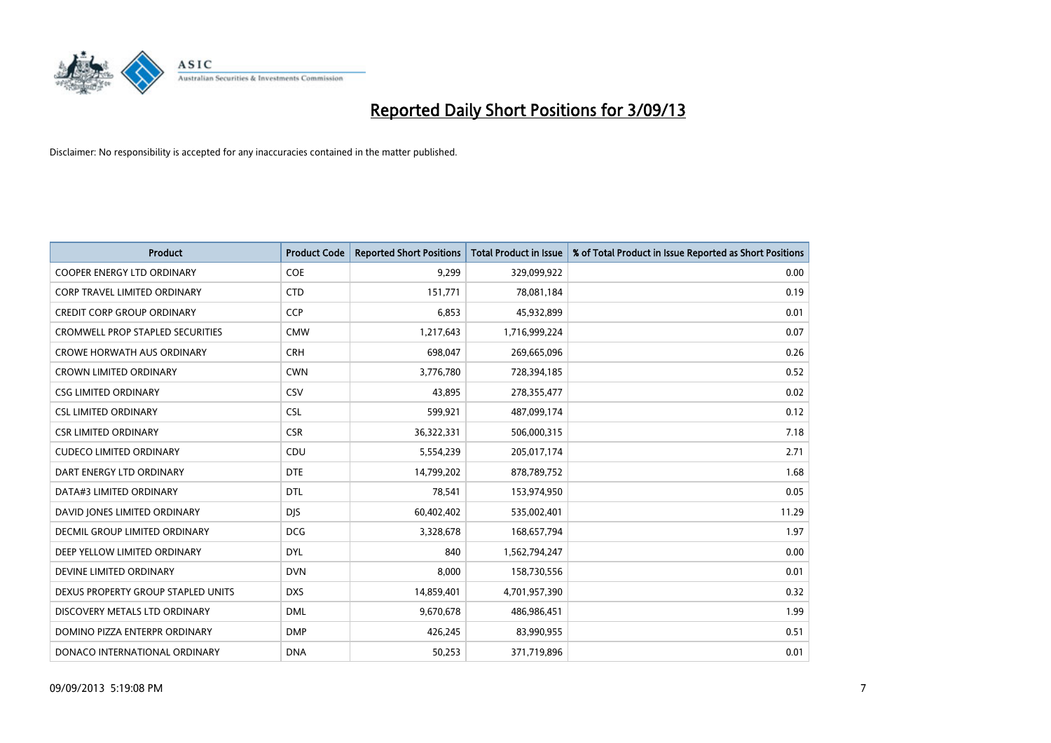# Reported Daily Short Positions for 3/09/13

Disclaimer: No responsibility is accepted for any inaccuracies contained in the matter published.

| Product | Product Code | Reported Short Positions | Total Product in Issue | % of Total Product in Issue Reported as Short Positions |
|---|---|---|---|---|
| COOPER ENERGY LTD ORDINARY | COE | 9,299 | 329,099,922 | 0.00 |
| CORP TRAVEL LIMITED ORDINARY | CTD | 151,771 | 78,081,184 | 0.19 |
| CREDIT CORP GROUP ORDINARY | CCP | 6,853 | 45,932,899 | 0.01 |
| CROMWELL PROP STAPLED SECURITIES | CMW | 1,217,643 | 1,716,999,224 | 0.07 |
| CROWE HORWATH AUS ORDINARY | CRH | 698,047 | 269,665,096 | 0.26 |
| CROWN LIMITED ORDINARY | CWN | 3,776,780 | 728,394,185 | 0.52 |
| CSG LIMITED ORDINARY | CSV | 43,895 | 278,355,477 | 0.02 |
| CSL LIMITED ORDINARY | CSL | 599,921 | 487,099,174 | 0.12 |
| CSR LIMITED ORDINARY | CSR | 36,322,331 | 506,000,315 | 7.18 |
| CUDECO LIMITED ORDINARY | CDU | 5,554,239 | 205,017,174 | 2.71 |
| DART ENERGY LTD ORDINARY | DTE | 14,799,202 | 878,789,752 | 1.68 |
| DATA#3 LIMITED ORDINARY | DTL | 78,541 | 153,974,950 | 0.05 |
| DAVID JONES LIMITED ORDINARY | DJS | 60,402,402 | 535,002,401 | 11.29 |
| DECMIL GROUP LIMITED ORDINARY | DCG | 3,328,678 | 168,657,794 | 1.97 |
| DEEP YELLOW LIMITED ORDINARY | DYL | 840 | 1,562,794,247 | 0.00 |
| DEVINE LIMITED ORDINARY | DVN | 8,000 | 158,730,556 | 0.01 |
| DEXUS PROPERTY GROUP STAPLED UNITS | DXS | 14,859,401 | 4,701,957,390 | 0.32 |
| DISCOVERY METALS LTD ORDINARY | DML | 9,670,678 | 486,986,451 | 1.99 |
| DOMINO PIZZA ENTERPR ORDINARY | DMP | 426,245 | 83,990,955 | 0.51 |
| DONACO INTERNATIONAL ORDINARY | DNA | 50,253 | 371,719,896 | 0.01 |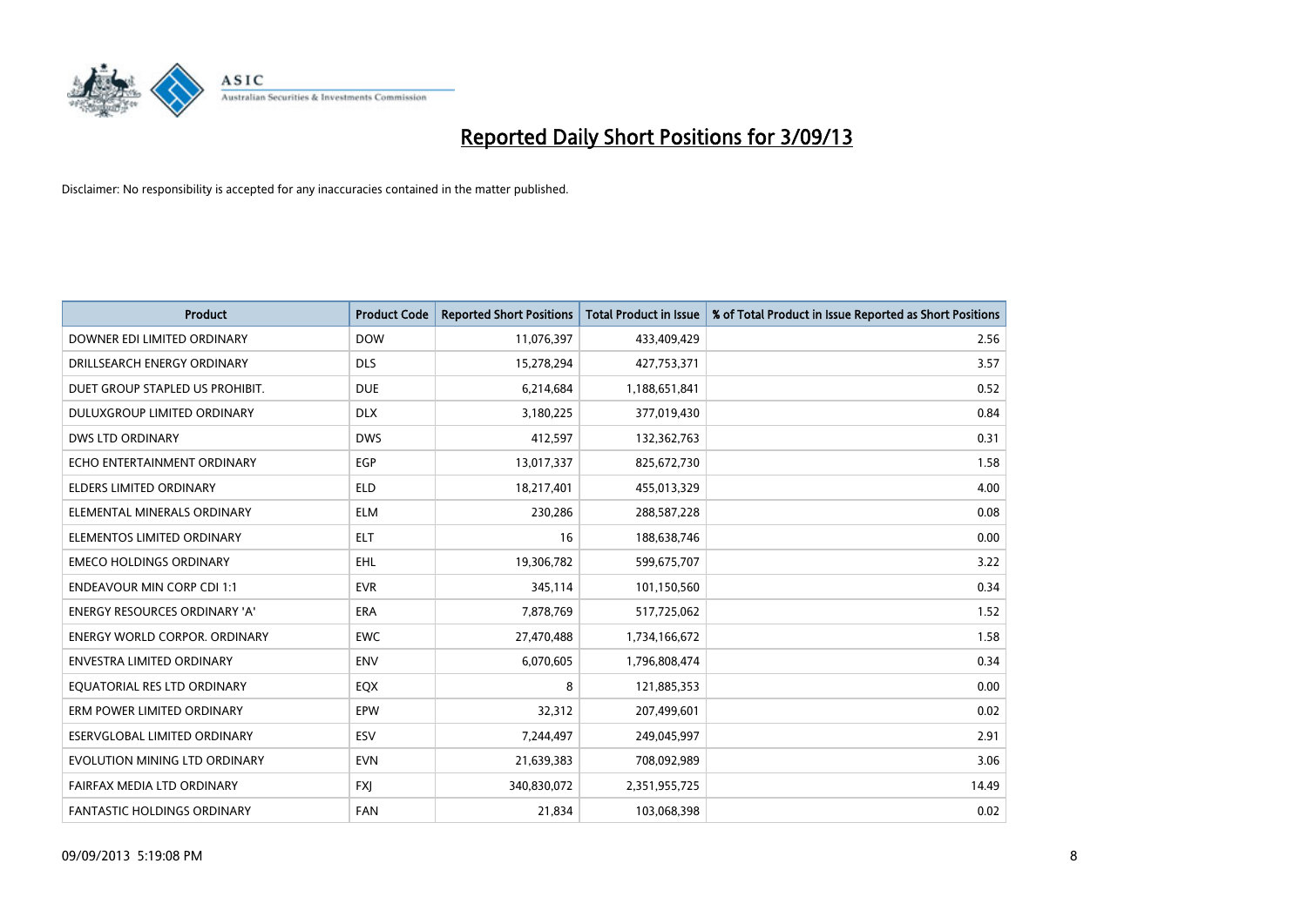# Reported Daily Short Positions for 3/09/13

Disclaimer: No responsibility is accepted for any inaccuracies contained in the matter published.

| Product | Product Code | Reported Short Positions | Total Product in Issue | % of Total Product in Issue Reported as Short Positions |
|---|---|---|---|---|
| DOWNER EDI LIMITED ORDINARY | DOW | 11,076,397 | 433,409,429 | 2.56 |
| DRILLSEARCH ENERGY ORDINARY | DLS | 15,278,294 | 427,753,371 | 3.57 |
| DUET GROUP STAPLED US PROHIBIT. | DUE | 6,214,684 | 1,188,651,841 | 0.52 |
| DULUXGROUP LIMITED ORDINARY | DLX | 3,180,225 | 377,019,430 | 0.84 |
| DWS LTD ORDINARY | DWS | 412,597 | 132,362,763 | 0.31 |
| ECHO ENTERTAINMENT ORDINARY | EGP | 13,017,337 | 825,672,730 | 1.58 |
| ELDERS LIMITED ORDINARY | ELD | 18,217,401 | 455,013,329 | 4.00 |
| ELEMENTAL MINERALS ORDINARY | ELM | 230,286 | 288,587,228 | 0.08 |
| ELEMENTOS LIMITED ORDINARY | ELT | 16 | 188,638,746 | 0.00 |
| EMECO HOLDINGS ORDINARY | EHL | 19,306,782 | 599,675,707 | 3.22 |
| ENDEAVOUR MIN CORP CDI 1:1 | EVR | 345,114 | 101,150,560 | 0.34 |
| ENERGY RESOURCES ORDINARY 'A' | ERA | 7,878,769 | 517,725,062 | 1.52 |
| ENERGY WORLD CORPOR. ORDINARY | EWC | 27,470,488 | 1,734,166,672 | 1.58 |
| ENVESTRA LIMITED ORDINARY | ENV | 6,070,605 | 1,796,808,474 | 0.34 |
| EQUATORIAL RES LTD ORDINARY | EQX | 8 | 121,885,353 | 0.00 |
| ERM POWER LIMITED ORDINARY | EPW | 32,312 | 207,499,601 | 0.02 |
| ESERVGLOBAL LIMITED ORDINARY | ESV | 7,244,497 | 249,045,997 | 2.91 |
| EVOLUTION MINING LTD ORDINARY | EVN | 21,639,383 | 708,092,989 | 3.06 |
| FAIRFAX MEDIA LTD ORDINARY | FXJ | 340,830,072 | 2,351,955,725 | 14.49 |
| FANTASTIC HOLDINGS ORDINARY | FAN | 21,834 | 103,068,398 | 0.02 |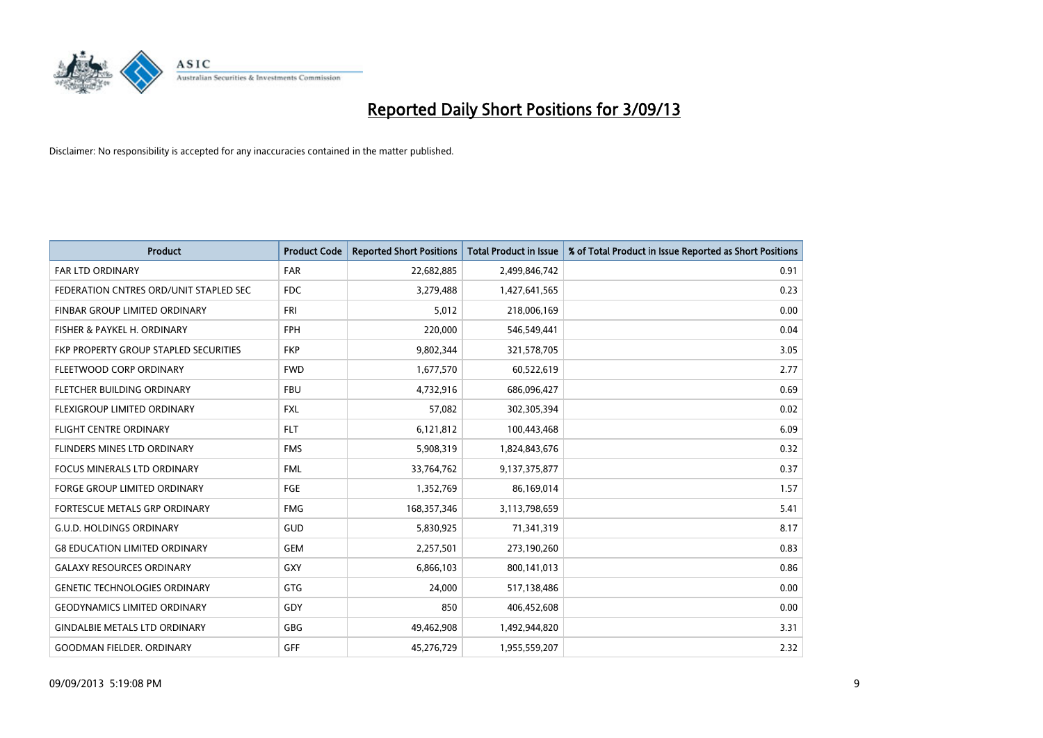# Reported Daily Short Positions for 3/09/13

Disclaimer: No responsibility is accepted for any inaccuracies contained in the matter published.

| Product | Product Code | Reported Short Positions | Total Product in Issue | % of Total Product in Issue Reported as Short Positions |
|---|---|---|---|---|
| FAR LTD ORDINARY | FAR | 22,682,885 | 2,499,846,742 | 0.91 |
| FEDERATION CNTRES ORD/UNIT STAPLED SEC | FDC | 3,279,488 | 1,427,641,565 | 0.23 |
| FINBAR GROUP LIMITED ORDINARY | FRI | 5,012 | 218,006,169 | 0.00 |
| FISHER & PAYKEL H. ORDINARY | FPH | 220,000 | 546,549,441 | 0.04 |
| FKP PROPERTY GROUP STAPLED SECURITIES | FKP | 9,802,344 | 321,578,705 | 3.05 |
| FLEETWOOD CORP ORDINARY | FWD | 1,677,570 | 60,522,619 | 2.77 |
| FLETCHER BUILDING ORDINARY | FBU | 4,732,916 | 686,096,427 | 0.69 |
| FLEXIGROUP LIMITED ORDINARY | FXL | 57,082 | 302,305,394 | 0.02 |
| FLIGHT CENTRE ORDINARY | FLT | 6,121,812 | 100,443,468 | 6.09 |
| FLINDERS MINES LTD ORDINARY | FMS | 5,908,319 | 1,824,843,676 | 0.32 |
| FOCUS MINERALS LTD ORDINARY | FML | 33,764,762 | 9,137,375,877 | 0.37 |
| FORGE GROUP LIMITED ORDINARY | FGE | 1,352,769 | 86,169,014 | 1.57 |
| FORTESCUE METALS GRP ORDINARY | FMG | 168,357,346 | 3,113,798,659 | 5.41 |
| G.U.D. HOLDINGS ORDINARY | GUD | 5,830,925 | 71,341,319 | 8.17 |
| G8 EDUCATION LIMITED ORDINARY | GEM | 2,257,501 | 273,190,260 | 0.83 |
| GALAXY RESOURCES ORDINARY | GXY | 6,866,103 | 800,141,013 | 0.86 |
| GENETIC TECHNOLOGIES ORDINARY | GTG | 24,000 | 517,138,486 | 0.00 |
| GEODYNAMICS LIMITED ORDINARY | GDY | 850 | 406,452,608 | 0.00 |
| GINDALBIE METALS LTD ORDINARY | GBG | 49,462,908 | 1,492,944,820 | 3.31 |
| GOODMAN FIELDER. ORDINARY | GFF | 45,276,729 | 1,955,559,207 | 2.32 |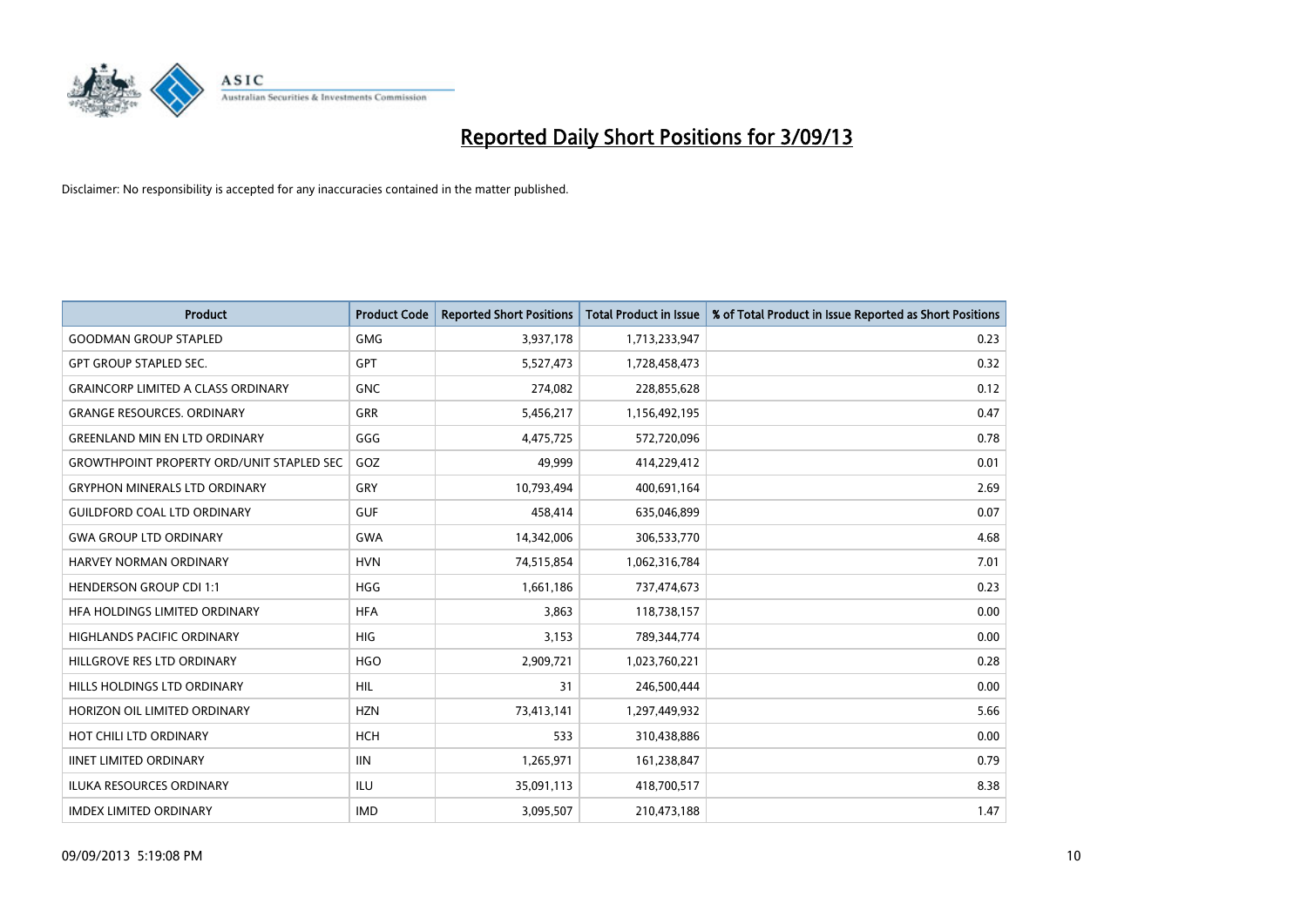# Reported Daily Short Positions for 3/09/13

Disclaimer: No responsibility is accepted for any inaccuracies contained in the matter published.

| Product | Product Code | Reported Short Positions | Total Product in Issue | % of Total Product in Issue Reported as Short Positions |
|---|---|---|---|---|
| GOODMAN GROUP STAPLED | GMG | 3,937,178 | 1,713,233,947 | 0.23 |
| GPT GROUP STAPLED SEC. | GPT | 5,527,473 | 1,728,458,473 | 0.32 |
| GRAINCORP LIMITED A CLASS ORDINARY | GNC | 274,082 | 228,855,628 | 0.12 |
| GRANGE RESOURCES. ORDINARY | GRR | 5,456,217 | 1,156,492,195 | 0.47 |
| GREENLAND MIN EN LTD ORDINARY | GGG | 4,475,725 | 572,720,096 | 0.78 |
| GROWTHPOINT PROPERTY ORD/UNIT STAPLED SEC | GOZ | 49,999 | 414,229,412 | 0.01 |
| GRYPHON MINERALS LTD ORDINARY | GRY | 10,793,494 | 400,691,164 | 2.69 |
| GUILDFORD COAL LTD ORDINARY | GUF | 458,414 | 635,046,899 | 0.07 |
| GWA GROUP LTD ORDINARY | GWA | 14,342,006 | 306,533,770 | 4.68 |
| HARVEY NORMAN ORDINARY | HVN | 74,515,854 | 1,062,316,784 | 7.01 |
| HENDERSON GROUP CDI 1:1 | HGG | 1,661,186 | 737,474,673 | 0.23 |
| HFA HOLDINGS LIMITED ORDINARY | HFA | 3,863 | 118,738,157 | 0.00 |
| HIGHLANDS PACIFIC ORDINARY | HIG | 3,153 | 789,344,774 | 0.00 |
| HILLGROVE RES LTD ORDINARY | HGO | 2,909,721 | 1,023,760,221 | 0.28 |
| HILLS HOLDINGS LTD ORDINARY | HIL | 31 | 246,500,444 | 0.00 |
| HORIZON OIL LIMITED ORDINARY | HZN | 73,413,141 | 1,297,449,932 | 5.66 |
| HOT CHILI LTD ORDINARY | HCH | 533 | 310,438,886 | 0.00 |
| IINET LIMITED ORDINARY | IIN | 1,265,971 | 161,238,847 | 0.79 |
| ILUKA RESOURCES ORDINARY | ILU | 35,091,113 | 418,700,517 | 8.38 |
| IMDEX LIMITED ORDINARY | IMD | 3,095,507 | 210,473,188 | 1.47 |

09/09/2013 5:19:08 PM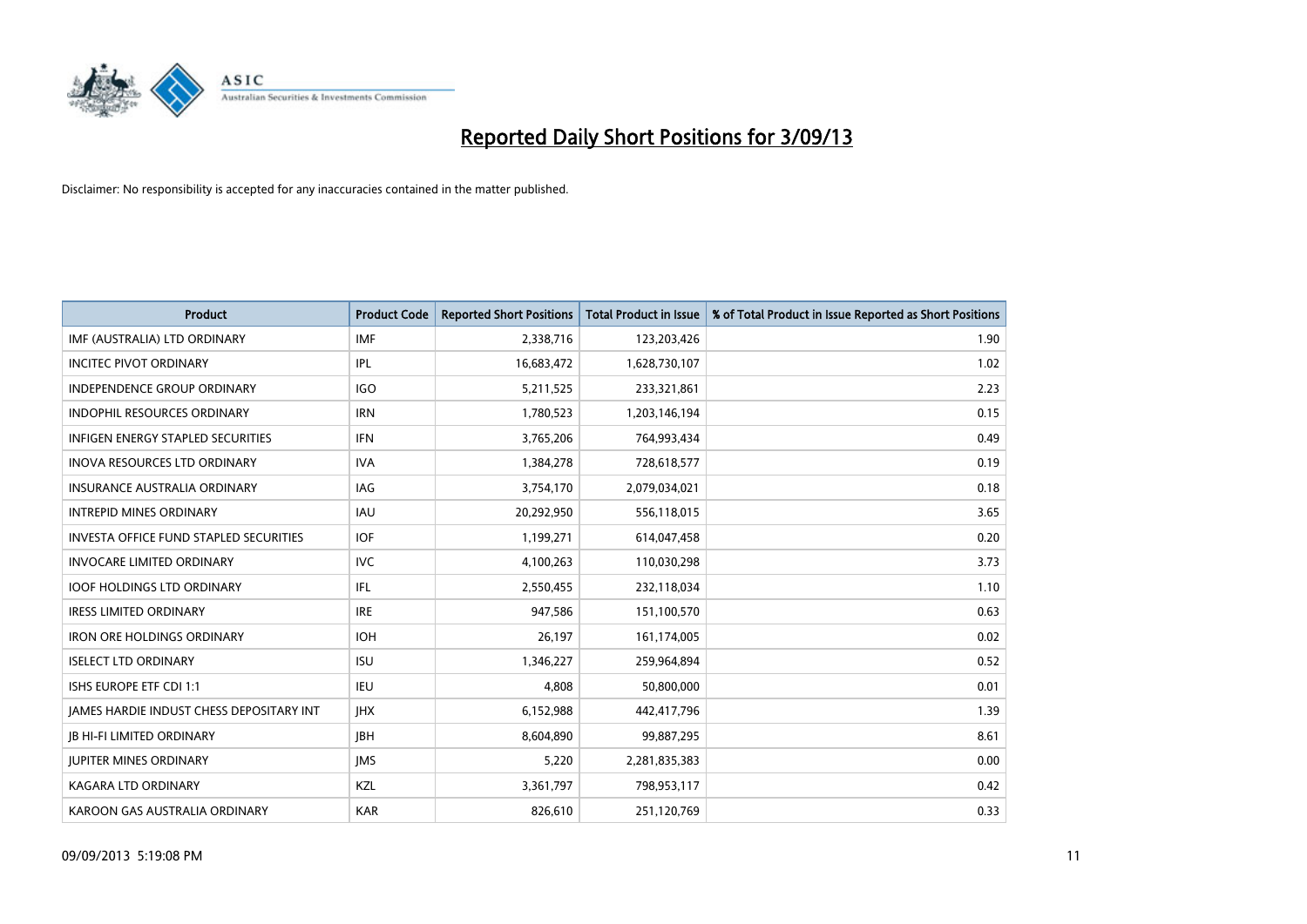# Reported Daily Short Positions for 3/09/13

Disclaimer: No responsibility is accepted for any inaccuracies contained in the matter published.

| Product | Product Code | Reported Short Positions | Total Product in Issue | % of Total Product in Issue Reported as Short Positions |
|---|---|---|---|---|
| IMF (AUSTRALIA) LTD ORDINARY | IMF | 2,338,716 | 123,203,426 | 1.90 |
| INCITEC PIVOT ORDINARY | IPL | 16,683,472 | 1,628,730,107 | 1.02 |
| INDEPENDENCE GROUP ORDINARY | IGO | 5,211,525 | 233,321,861 | 2.23 |
| INDOPHIL RESOURCES ORDINARY | IRN | 1,780,523 | 1,203,146,194 | 0.15 |
| INFIGEN ENERGY STAPLED SECURITIES | IFN | 3,765,206 | 764,993,434 | 0.49 |
| INOVA RESOURCES LTD ORDINARY | IVA | 1,384,278 | 728,618,577 | 0.19 |
| INSURANCE AUSTRALIA ORDINARY | IAG | 3,754,170 | 2,079,034,021 | 0.18 |
| INTREPID MINES ORDINARY | IAU | 20,292,950 | 556,118,015 | 3.65 |
| INVESTA OFFICE FUND STAPLED SECURITIES | IOF | 1,199,271 | 614,047,458 | 0.20 |
| INVOCARE LIMITED ORDINARY | IVC | 4,100,263 | 110,030,298 | 3.73 |
| IOOF HOLDINGS LTD ORDINARY | IFL | 2,550,455 | 232,118,034 | 1.10 |
| IRESS LIMITED ORDINARY | IRE | 947,586 | 151,100,570 | 0.63 |
| IRON ORE HOLDINGS ORDINARY | IOH | 26,197 | 161,174,005 | 0.02 |
| ISELECT LTD ORDINARY | ISU | 1,346,227 | 259,964,894 | 0.52 |
| ISHS EUROPE ETF CDI 1:1 | IEU | 4,808 | 50,800,000 | 0.01 |
| JAMES HARDIE INDUST CHESS DEPOSITARY INT | JHX | 6,152,988 | 442,417,796 | 1.39 |
| JB HI-FI LIMITED ORDINARY | JBH | 8,604,890 | 99,887,295 | 8.61 |
| JUPITER MINES ORDINARY | JMS | 5,220 | 2,281,835,383 | 0.00 |
| KAGARA LTD ORDINARY | KZL | 3,361,797 | 798,953,117 | 0.42 |
| KAROON GAS AUSTRALIA ORDINARY | KAR | 826,610 | 251,120,769 | 0.33 |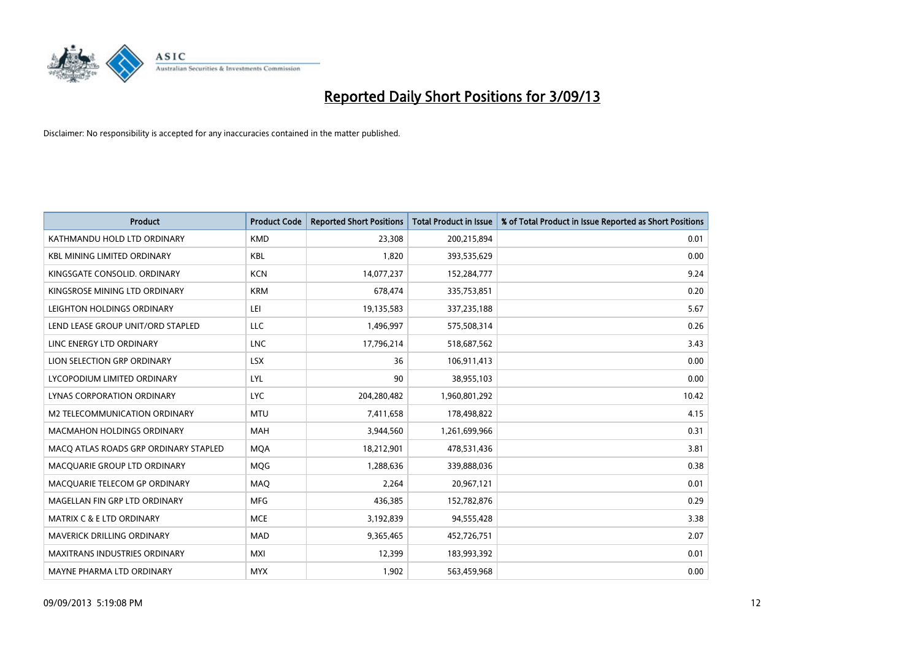# Reported Daily Short Positions for 3/09/13

Disclaimer: No responsibility is accepted for any inaccuracies contained in the matter published.

| Product | Product Code | Reported Short Positions | Total Product in Issue | % of Total Product in Issue Reported as Short Positions |
|---|---|---|---|---|
| KATHMANDU HOLD LTD ORDINARY | KMD | 23,308 | 200,215,894 | 0.01 |
| KBL MINING LIMITED ORDINARY | KBL | 1,820 | 393,535,629 | 0.00 |
| KINGSGATE CONSOLID. ORDINARY | KCN | 14,077,237 | 152,284,777 | 9.24 |
| KINGSROSE MINING LTD ORDINARY | KRM | 678,474 | 335,753,851 | 0.20 |
| LEIGHTON HOLDINGS ORDINARY | LEI | 19,135,583 | 337,235,188 | 5.67 |
| LEND LEASE GROUP UNIT/ORD STAPLED | LLC | 1,496,997 | 575,508,314 | 0.26 |
| LINC ENERGY LTD ORDINARY | LNC | 17,796,214 | 518,687,562 | 3.43 |
| LION SELECTION GRP ORDINARY | LSX | 36 | 106,911,413 | 0.00 |
| LYCOPODIUM LIMITED ORDINARY | LYL | 90 | 38,955,103 | 0.00 |
| LYNAS CORPORATION ORDINARY | LYC | 204,280,482 | 1,960,801,292 | 10.42 |
| M2 TELECOMMUNICATION ORDINARY | MTU | 7,411,658 | 178,498,822 | 4.15 |
| MACMAHON HOLDINGS ORDINARY | MAH | 3,944,560 | 1,261,699,966 | 0.31 |
| MACQ ATLAS ROADS GRP ORDINARY STAPLED | MQA | 18,212,901 | 478,531,436 | 3.81 |
| MACQUARIE GROUP LTD ORDINARY | MQG | 1,288,636 | 339,888,036 | 0.38 |
| MACQUARIE TELECOM GP ORDINARY | MAQ | 2,264 | 20,967,121 | 0.01 |
| MAGELLAN FIN GRP LTD ORDINARY | MFG | 436,385 | 152,782,876 | 0.29 |
| MATRIX C & E LTD ORDINARY | MCE | 3,192,839 | 94,555,428 | 3.38 |
| MAVERICK DRILLING ORDINARY | MAD | 9,365,465 | 452,726,751 | 2.07 |
| MAXITRANS INDUSTRIES ORDINARY | MXI | 12,399 | 183,993,392 | 0.01 |
| MAYNE PHARMA LTD ORDINARY | MYX | 1,902 | 563,459,968 | 0.00 |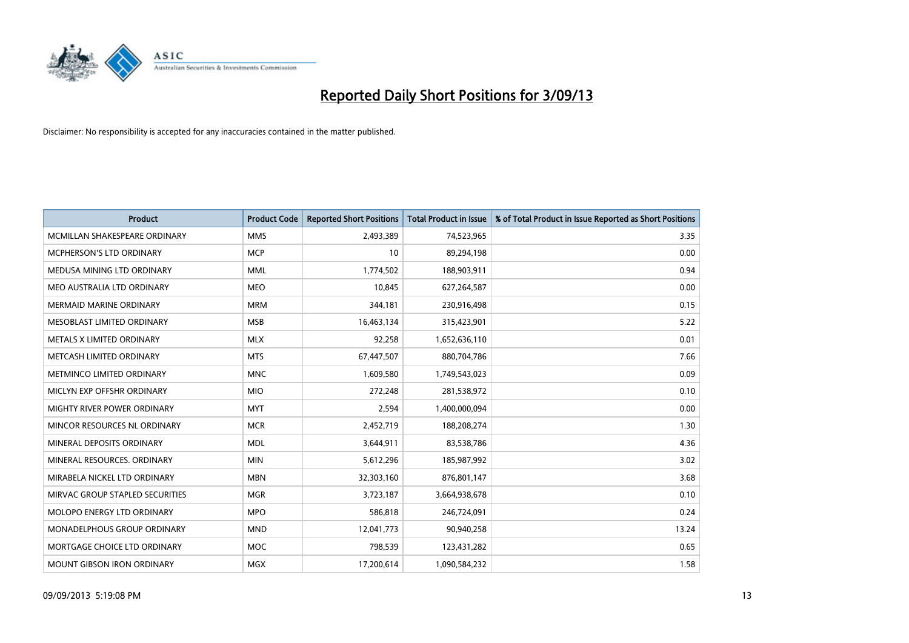# Reported Daily Short Positions for 3/09/13

Disclaimer: No responsibility is accepted for any inaccuracies contained in the matter published.

| Product | Product Code | Reported Short Positions | Total Product in Issue | % of Total Product in Issue Reported as Short Positions |
|---|---|---|---|---|
| MCMILLAN SHAKESPEARE ORDINARY | MMS | 2,493,389 | 74,523,965 | 3.35 |
| MCPHERSON'S LTD ORDINARY | MCP | 10 | 89,294,198 | 0.00 |
| MEDUSA MINING LTD ORDINARY | MML | 1,774,502 | 188,903,911 | 0.94 |
| MEO AUSTRALIA LTD ORDINARY | MEO | 10,845 | 627,264,587 | 0.00 |
| MERMAID MARINE ORDINARY | MRM | 344,181 | 230,916,498 | 0.15 |
| MESOBLAST LIMITED ORDINARY | MSB | 16,463,134 | 315,423,901 | 5.22 |
| METALS X LIMITED ORDINARY | MLX | 92,258 | 1,652,636,110 | 0.01 |
| METCASH LIMITED ORDINARY | MTS | 67,447,507 | 880,704,786 | 7.66 |
| METMINCO LIMITED ORDINARY | MNC | 1,609,580 | 1,749,543,023 | 0.09 |
| MICLYN EXP OFFSHR ORDINARY | MIO | 272,248 | 281,538,972 | 0.10 |
| MIGHTY RIVER POWER ORDINARY | MYT | 2,594 | 1,400,000,094 | 0.00 |
| MINCOR RESOURCES NL ORDINARY | MCR | 2,452,719 | 188,208,274 | 1.30 |
| MINERAL DEPOSITS ORDINARY | MDL | 3,644,911 | 83,538,786 | 4.36 |
| MINERAL RESOURCES. ORDINARY | MIN | 5,612,296 | 185,987,992 | 3.02 |
| MIRABELA NICKEL LTD ORDINARY | MBN | 32,303,160 | 876,801,147 | 3.68 |
| MIRVAC GROUP STAPLED SECURITIES | MGR | 3,723,187 | 3,664,938,678 | 0.10 |
| MOLOPO ENERGY LTD ORDINARY | MPO | 586,818 | 246,724,091 | 0.24 |
| MONADELPHOUS GROUP ORDINARY | MND | 12,041,773 | 90,940,258 | 13.24 |
| MORTGAGE CHOICE LTD ORDINARY | MOC | 798,539 | 123,431,282 | 0.65 |
| MOUNT GIBSON IRON ORDINARY | MGX | 17,200,614 | 1,090,584,232 | 1.58 |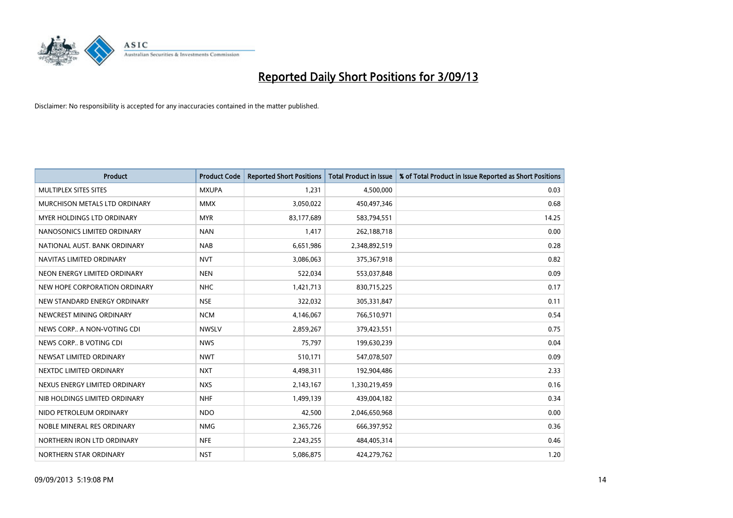# Reported Daily Short Positions for 3/09/13

Disclaimer: No responsibility is accepted for any inaccuracies contained in the matter published.

| Product | Product Code | Reported Short Positions | Total Product in Issue | % of Total Product in Issue Reported as Short Positions |
|---|---|---|---|---|
| MULTIPLEX SITES SITES | MXUPA | 1,231 | 4,500,000 | 0.03 |
| MURCHISON METALS LTD ORDINARY | MMX | 3,050,022 | 450,497,346 | 0.68 |
| MYER HOLDINGS LTD ORDINARY | MYR | 83,177,689 | 583,794,551 | 14.25 |
| NANOSONICS LIMITED ORDINARY | NAN | 1,417 | 262,188,718 | 0.00 |
| NATIONAL AUST. BANK ORDINARY | NAB | 6,651,986 | 2,348,892,519 | 0.28 |
| NAVITAS LIMITED ORDINARY | NVT | 3,086,063 | 375,367,918 | 0.82 |
| NEON ENERGY LIMITED ORDINARY | NEN | 522,034 | 553,037,848 | 0.09 |
| NEW HOPE CORPORATION ORDINARY | NHC | 1,421,713 | 830,715,225 | 0.17 |
| NEW STANDARD ENERGY ORDINARY | NSE | 322,032 | 305,331,847 | 0.11 |
| NEWCREST MINING ORDINARY | NCM | 4,146,067 | 766,510,971 | 0.54 |
| NEWS CORP.. A NON-VOTING CDI | NWSLV | 2,859,267 | 379,423,551 | 0.75 |
| NEWS CORP.. B VOTING CDI | NWS | 75,797 | 199,630,239 | 0.04 |
| NEWSAT LIMITED ORDINARY | NWT | 510,171 | 547,078,507 | 0.09 |
| NEXTDC LIMITED ORDINARY | NXT | 4,498,311 | 192,904,486 | 2.33 |
| NEXUS ENERGY LIMITED ORDINARY | NXS | 2,143,167 | 1,330,219,459 | 0.16 |
| NIB HOLDINGS LIMITED ORDINARY | NHF | 1,499,139 | 439,004,182 | 0.34 |
| NIDO PETROLEUM ORDINARY | NDO | 42,500 | 2,046,650,968 | 0.00 |
| NOBLE MINERAL RES ORDINARY | NMG | 2,365,726 | 666,397,952 | 0.36 |
| NORTHERN IRON LTD ORDINARY | NFE | 2,243,255 | 484,405,314 | 0.46 |
| NORTHERN STAR ORDINARY | NST | 5,086,875 | 424,279,762 | 1.20 |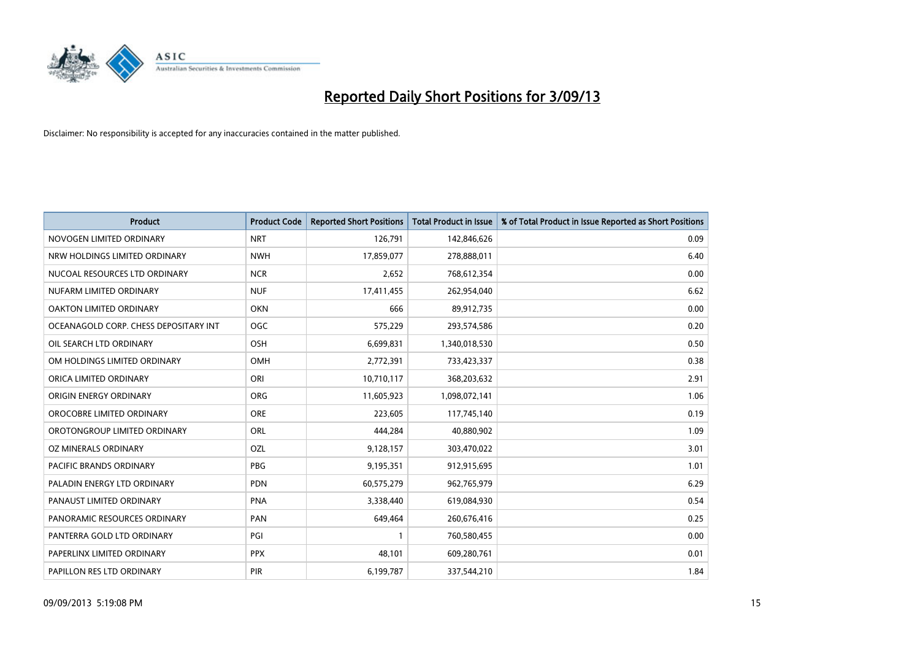# Reported Daily Short Positions for 3/09/13

Disclaimer: No responsibility is accepted for any inaccuracies contained in the matter published.

| Product | Product Code | Reported Short Positions | Total Product in Issue | % of Total Product in Issue Reported as Short Positions |
|---|---|---|---|---|
| NOVOGEN LIMITED ORDINARY | NRT | 126,791 | 142,846,626 | 0.09 |
| NRW HOLDINGS LIMITED ORDINARY | NWH | 17,859,077 | 278,888,011 | 6.40 |
| NUCOAL RESOURCES LTD ORDINARY | NCR | 2,652 | 768,612,354 | 0.00 |
| NUFARM LIMITED ORDINARY | NUF | 17,411,455 | 262,954,040 | 6.62 |
| OAKTON LIMITED ORDINARY | OKN | 666 | 89,912,735 | 0.00 |
| OCEANAGOLD CORP. CHESS DEPOSITARY INT | OGC | 575,229 | 293,574,586 | 0.20 |
| OIL SEARCH LTD ORDINARY | OSH | 6,699,831 | 1,340,018,530 | 0.50 |
| OM HOLDINGS LIMITED ORDINARY | OMH | 2,772,391 | 733,423,337 | 0.38 |
| ORICA LIMITED ORDINARY | ORI | 10,710,117 | 368,203,632 | 2.91 |
| ORIGIN ENERGY ORDINARY | ORG | 11,605,923 | 1,098,072,141 | 1.06 |
| OROCOBRE LIMITED ORDINARY | ORE | 223,605 | 117,745,140 | 0.19 |
| OROTONGROUP LIMITED ORDINARY | ORL | 444,284 | 40,880,902 | 1.09 |
| OZ MINERALS ORDINARY | OZL | 9,128,157 | 303,470,022 | 3.01 |
| PACIFIC BRANDS ORDINARY | PBG | 9,195,351 | 912,915,695 | 1.01 |
| PALADIN ENERGY LTD ORDINARY | PDN | 60,575,279 | 962,765,979 | 6.29 |
| PANAUST LIMITED ORDINARY | PNA | 3,338,440 | 619,084,930 | 0.54 |
| PANORAMIC RESOURCES ORDINARY | PAN | 649,464 | 260,676,416 | 0.25 |
| PANTERRA GOLD LTD ORDINARY | PGI | 1 | 760,580,455 | 0.00 |
| PAPERLINX LIMITED ORDINARY | PPX | 48,101 | 609,280,761 | 0.01 |
| PAPILLON RES LTD ORDINARY | PIR | 6,199,787 | 337,544,210 | 1.84 |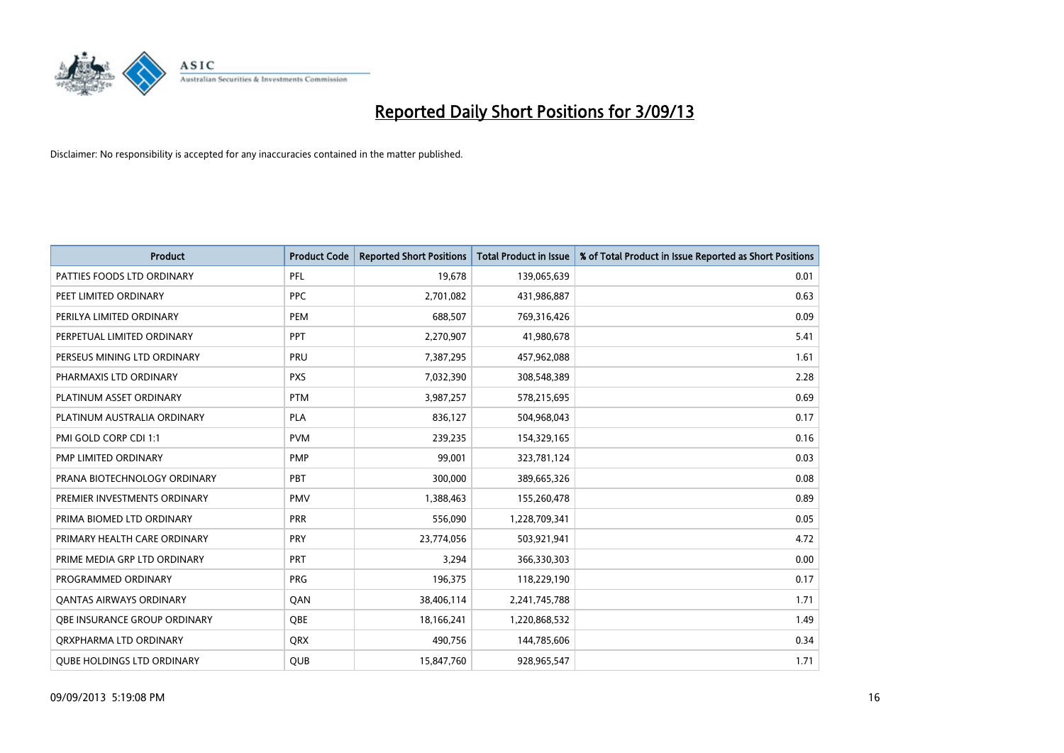# Reported Daily Short Positions for 3/09/13

Disclaimer: No responsibility is accepted for any inaccuracies contained in the matter published.

| Product | Product Code | Reported Short Positions | Total Product in Issue | % of Total Product in Issue Reported as Short Positions |
|---|---|---|---|---|
| PATTIES FOODS LTD ORDINARY | PFL | 19,678 | 139,065,639 | 0.01 |
| PEET LIMITED ORDINARY | PPC | 2,701,082 | 431,986,887 | 0.63 |
| PERILYA LIMITED ORDINARY | PEM | 688,507 | 769,316,426 | 0.09 |
| PERPETUAL LIMITED ORDINARY | PPT | 2,270,907 | 41,980,678 | 5.41 |
| PERSEUS MINING LTD ORDINARY | PRU | 7,387,295 | 457,962,088 | 1.61 |
| PHARMAXIS LTD ORDINARY | PXS | 7,032,390 | 308,548,389 | 2.28 |
| PLATINUM ASSET ORDINARY | PTM | 3,987,257 | 578,215,695 | 0.69 |
| PLATINUM AUSTRALIA ORDINARY | PLA | 836,127 | 504,968,043 | 0.17 |
| PMI GOLD CORP CDI 1:1 | PVM | 239,235 | 154,329,165 | 0.16 |
| PMP LIMITED ORDINARY | PMP | 99,001 | 323,781,124 | 0.03 |
| PRANA BIOTECHNOLOGY ORDINARY | PBT | 300,000 | 389,665,326 | 0.08 |
| PREMIER INVESTMENTS ORDINARY | PMV | 1,388,463 | 155,260,478 | 0.89 |
| PRIMA BIOMED LTD ORDINARY | PRR | 556,090 | 1,228,709,341 | 0.05 |
| PRIMARY HEALTH CARE ORDINARY | PRY | 23,774,056 | 503,921,941 | 4.72 |
| PRIME MEDIA GRP LTD ORDINARY | PRT | 3,294 | 366,330,303 | 0.00 |
| PROGRAMMED ORDINARY | PRG | 196,375 | 118,229,190 | 0.17 |
| QANTAS AIRWAYS ORDINARY | QAN | 38,406,114 | 2,241,745,788 | 1.71 |
| QBE INSURANCE GROUP ORDINARY | QBE | 18,166,241 | 1,220,868,532 | 1.49 |
| QRXPHARMA LTD ORDINARY | QRX | 490,756 | 144,785,606 | 0.34 |
| QUBE HOLDINGS LTD ORDINARY | QUB | 15,847,760 | 928,965,547 | 1.71 |

09/09/2013 5:19:08 PM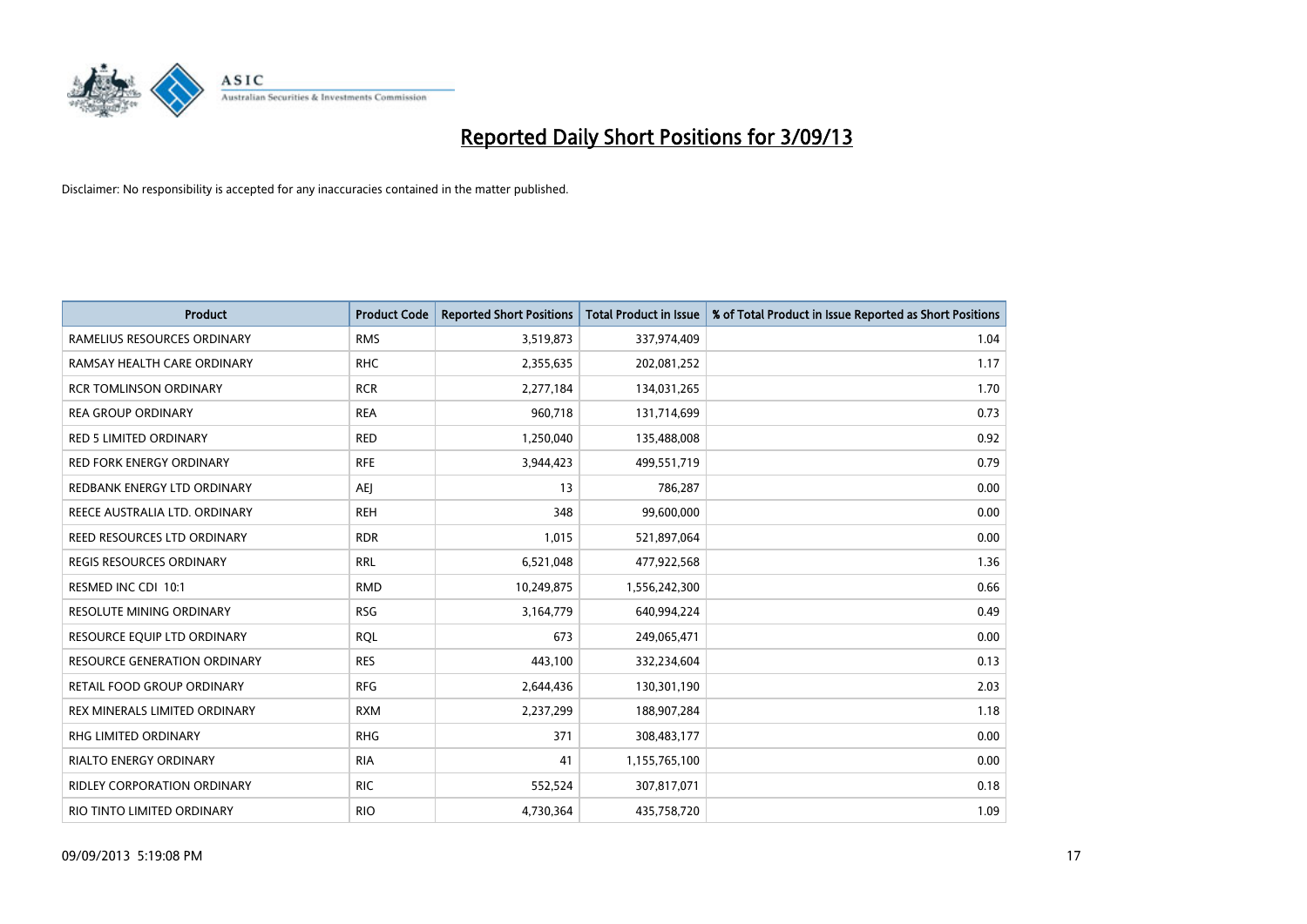# Reported Daily Short Positions for 3/09/13

Disclaimer: No responsibility is accepted for any inaccuracies contained in the matter published.

| Product | Product Code | Reported Short Positions | Total Product in Issue | % of Total Product in Issue Reported as Short Positions |
|---|---|---|---|---|
| RAMELIUS RESOURCES ORDINARY | RMS | 3,519,873 | 337,974,409 | 1.04 |
| RAMSAY HEALTH CARE ORDINARY | RHC | 2,355,635 | 202,081,252 | 1.17 |
| RCR TOMLINSON ORDINARY | RCR | 2,277,184 | 134,031,265 | 1.70 |
| REA GROUP ORDINARY | REA | 960,718 | 131,714,699 | 0.73 |
| RED 5 LIMITED ORDINARY | RED | 1,250,040 | 135,488,008 | 0.92 |
| RED FORK ENERGY ORDINARY | RFE | 3,944,423 | 499,551,719 | 0.79 |
| REDBANK ENERGY LTD ORDINARY | AEJ | 13 | 786,287 | 0.00 |
| REECE AUSTRALIA LTD. ORDINARY | REH | 348 | 99,600,000 | 0.00 |
| REED RESOURCES LTD ORDINARY | RDR | 1,015 | 521,897,064 | 0.00 |
| REGIS RESOURCES ORDINARY | RRL | 6,521,048 | 477,922,568 | 1.36 |
| RESMED INC CDI 10:1 | RMD | 10,249,875 | 1,556,242,300 | 0.66 |
| RESOLUTE MINING ORDINARY | RSG | 3,164,779 | 640,994,224 | 0.49 |
| RESOURCE EQUIP LTD ORDINARY | RQL | 673 | 249,065,471 | 0.00 |
| RESOURCE GENERATION ORDINARY | RES | 443,100 | 332,234,604 | 0.13 |
| RETAIL FOOD GROUP ORDINARY | RFG | 2,644,436 | 130,301,190 | 2.03 |
| REX MINERALS LIMITED ORDINARY | RXM | 2,237,299 | 188,907,284 | 1.18 |
| RHG LIMITED ORDINARY | RHG | 371 | 308,483,177 | 0.00 |
| RIALTO ENERGY ORDINARY | RIA | 41 | 1,155,765,100 | 0.00 |
| RIDLEY CORPORATION ORDINARY | RIC | 552,524 | 307,817,071 | 0.18 |
| RIO TINTO LIMITED ORDINARY | RIO | 4,730,364 | 435,758,720 | 1.09 |

09/09/2013 5:19:08 PM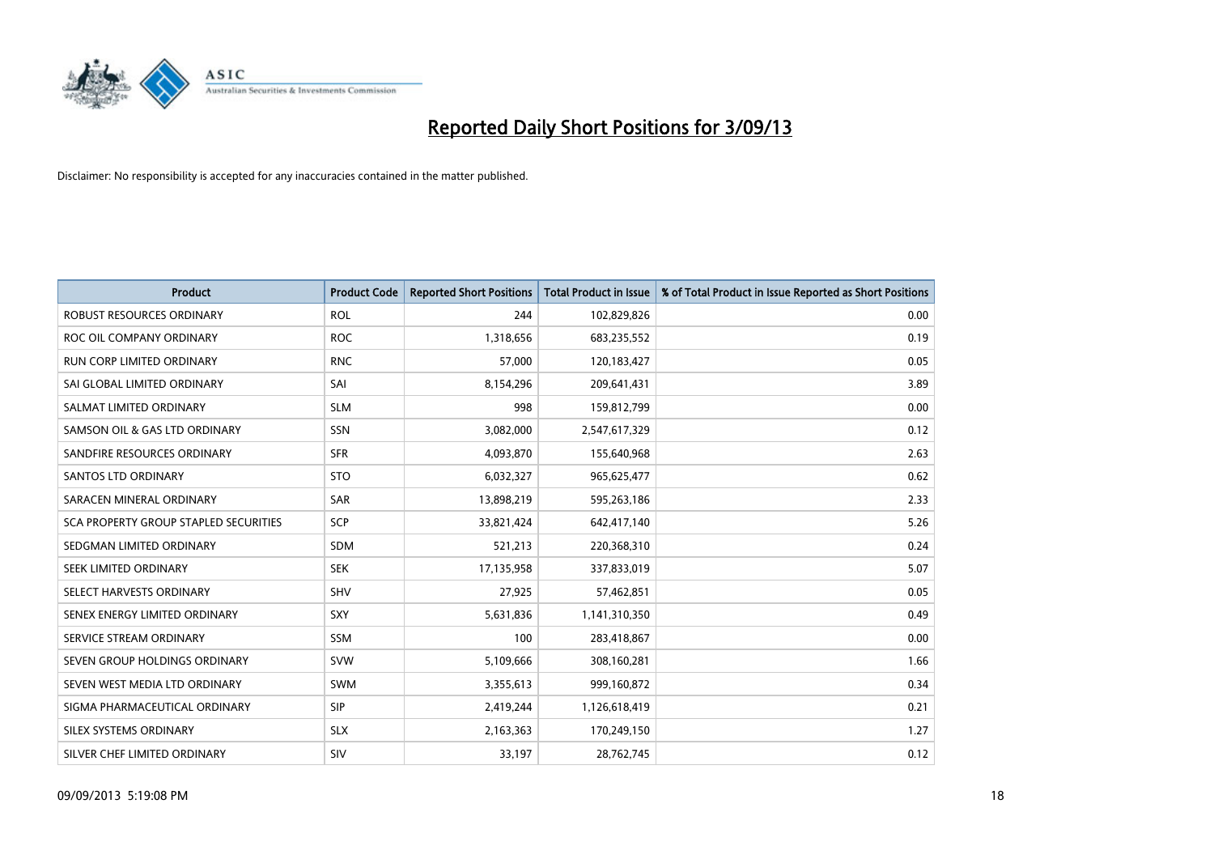# Reported Daily Short Positions for 3/09/13

Disclaimer: No responsibility is accepted for any inaccuracies contained in the matter published.

| Product | Product Code | Reported Short Positions | Total Product in Issue | % of Total Product in Issue Reported as Short Positions |
|---|---|---|---|---|
| ROBUST RESOURCES ORDINARY | ROL | 244 | 102,829,826 | 0.00 |
| ROC OIL COMPANY ORDINARY | ROC | 1,318,656 | 683,235,552 | 0.19 |
| RUN CORP LIMITED ORDINARY | RNC | 57,000 | 120,183,427 | 0.05 |
| SAI GLOBAL LIMITED ORDINARY | SAI | 8,154,296 | 209,641,431 | 3.89 |
| SALMAT LIMITED ORDINARY | SLM | 998 | 159,812,799 | 0.00 |
| SAMSON OIL & GAS LTD ORDINARY | SSN | 3,082,000 | 2,547,617,329 | 0.12 |
| SANDFIRE RESOURCES ORDINARY | SFR | 4,093,870 | 155,640,968 | 2.63 |
| SANTOS LTD ORDINARY | STO | 6,032,327 | 965,625,477 | 0.62 |
| SARACEN MINERAL ORDINARY | SAR | 13,898,219 | 595,263,186 | 2.33 |
| SCA PROPERTY GROUP STAPLED SECURITIES | SCP | 33,821,424 | 642,417,140 | 5.26 |
| SEDGMAN LIMITED ORDINARY | SDM | 521,213 | 220,368,310 | 0.24 |
| SEEK LIMITED ORDINARY | SEK | 17,135,958 | 337,833,019 | 5.07 |
| SELECT HARVESTS ORDINARY | SHV | 27,925 | 57,462,851 | 0.05 |
| SENEX ENERGY LIMITED ORDINARY | SXY | 5,631,836 | 1,141,310,350 | 0.49 |
| SERVICE STREAM ORDINARY | SSM | 100 | 283,418,867 | 0.00 |
| SEVEN GROUP HOLDINGS ORDINARY | SVW | 5,109,666 | 308,160,281 | 1.66 |
| SEVEN WEST MEDIA LTD ORDINARY | SWM | 3,355,613 | 999,160,872 | 0.34 |
| SIGMA PHARMACEUTICAL ORDINARY | SIP | 2,419,244 | 1,126,618,419 | 0.21 |
| SILEX SYSTEMS ORDINARY | SLX | 2,163,363 | 170,249,150 | 1.27 |
| SILVER CHEF LIMITED ORDINARY | SIV | 33,197 | 28,762,745 | 0.12 |

09/09/2013 5:19:08 PM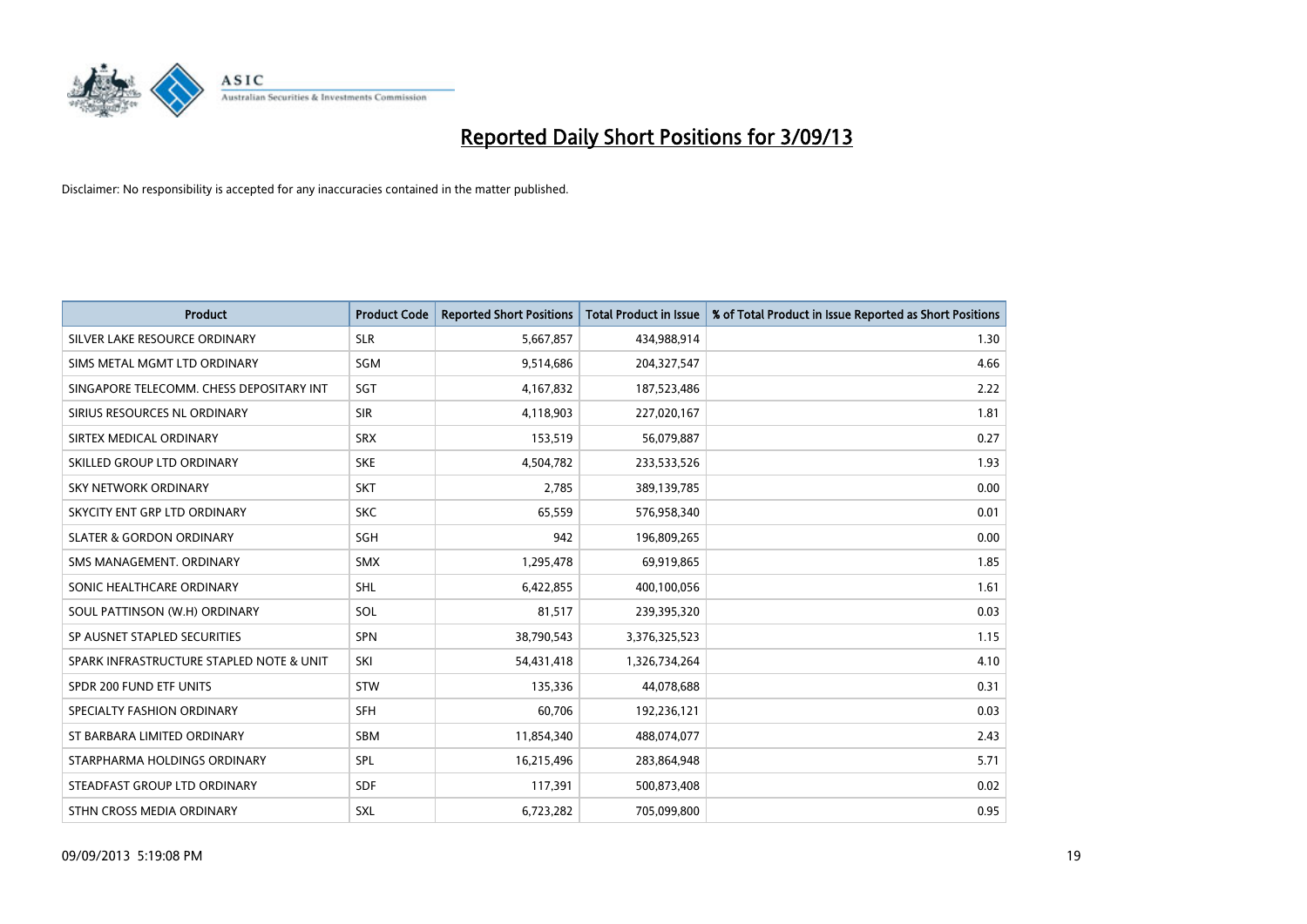# Reported Daily Short Positions for 3/09/13

Disclaimer: No responsibility is accepted for any inaccuracies contained in the matter published.

| Product | Product Code | Reported Short Positions | Total Product in Issue | % of Total Product in Issue Reported as Short Positions |
|---|---|---|---|---|
| SILVER LAKE RESOURCE ORDINARY | SLR | 5,667,857 | 434,988,914 | 1.30 |
| SIMS METAL MGMT LTD ORDINARY | SGM | 9,514,686 | 204,327,547 | 4.66 |
| SINGAPORE TELECOMM. CHESS DEPOSITARY INT | SGT | 4,167,832 | 187,523,486 | 2.22 |
| SIRIUS RESOURCES NL ORDINARY | SIR | 4,118,903 | 227,020,167 | 1.81 |
| SIRTEX MEDICAL ORDINARY | SRX | 153,519 | 56,079,887 | 0.27 |
| SKILLED GROUP LTD ORDINARY | SKE | 4,504,782 | 233,533,526 | 1.93 |
| SKY NETWORK ORDINARY | SKT | 2,785 | 389,139,785 | 0.00 |
| SKYCITY ENT GRP LTD ORDINARY | SKC | 65,559 | 576,958,340 | 0.01 |
| SLATER & GORDON ORDINARY | SGH | 942 | 196,809,265 | 0.00 |
| SMS MANAGEMENT. ORDINARY | SMX | 1,295,478 | 69,919,865 | 1.85 |
| SONIC HEALTHCARE ORDINARY | SHL | 6,422,855 | 400,100,056 | 1.61 |
| SOUL PATTINSON (W.H) ORDINARY | SOL | 81,517 | 239,395,320 | 0.03 |
| SP AUSNET STAPLED SECURITIES | SPN | 38,790,543 | 3,376,325,523 | 1.15 |
| SPARK INFRASTRUCTURE STAPLED NOTE & UNIT | SKI | 54,431,418 | 1,326,734,264 | 4.10 |
| SPDR 200 FUND ETF UNITS | STW | 135,336 | 44,078,688 | 0.31 |
| SPECIALTY FASHION ORDINARY | SFH | 60,706 | 192,236,121 | 0.03 |
| ST BARBARA LIMITED ORDINARY | SBM | 11,854,340 | 488,074,077 | 2.43 |
| STARPHARMA HOLDINGS ORDINARY | SPL | 16,215,496 | 283,864,948 | 5.71 |
| STEADFAST GROUP LTD ORDINARY | SDF | 117,391 | 500,873,408 | 0.02 |
| STHN CROSS MEDIA ORDINARY | SXL | 6,723,282 | 705,099,800 | 0.95 |

09/09/2013 5:19:08 PM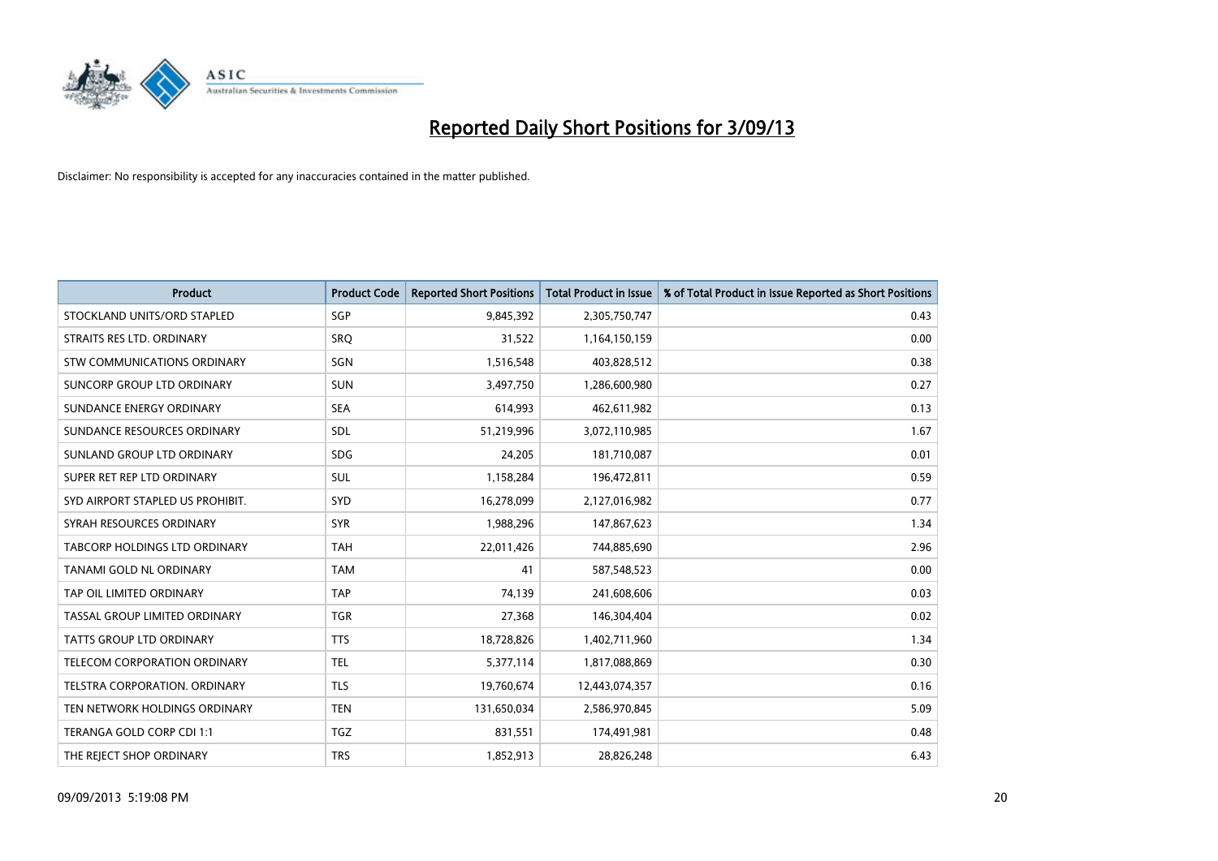# Reported Daily Short Positions for 3/09/13

Disclaimer: No responsibility is accepted for any inaccuracies contained in the matter published.

| Product | Product Code | Reported Short Positions | Total Product in Issue | % of Total Product in Issue Reported as Short Positions |
|---|---|---|---|---|
| STOCKLAND UNITS/ORD STAPLED | SGP | 9,845,392 | 2,305,750,747 | 0.43 |
| STRAITS RES LTD. ORDINARY | SRQ | 31,522 | 1,164,150,159 | 0.00 |
| STW COMMUNICATIONS ORDINARY | SGN | 1,516,548 | 403,828,512 | 0.38 |
| SUNCORP GROUP LTD ORDINARY | SUN | 3,497,750 | 1,286,600,980 | 0.27 |
| SUNDANCE ENERGY ORDINARY | SEA | 614,993 | 462,611,982 | 0.13 |
| SUNDANCE RESOURCES ORDINARY | SDL | 51,219,996 | 3,072,110,985 | 1.67 |
| SUNLAND GROUP LTD ORDINARY | SDG | 24,205 | 181,710,087 | 0.01 |
| SUPER RET REP LTD ORDINARY | SUL | 1,158,284 | 196,472,811 | 0.59 |
| SYD AIRPORT STAPLED US PROHIBIT. | SYD | 16,278,099 | 2,127,016,982 | 0.77 |
| SYRAH RESOURCES ORDINARY | SYR | 1,988,296 | 147,867,623 | 1.34 |
| TABCORP HOLDINGS LTD ORDINARY | TAH | 22,011,426 | 744,885,690 | 2.96 |
| TANAMI GOLD NL ORDINARY | TAM | 41 | 587,548,523 | 0.00 |
| TAP OIL LIMITED ORDINARY | TAP | 74,139 | 241,608,606 | 0.03 |
| TASSAL GROUP LIMITED ORDINARY | TGR | 27,368 | 146,304,404 | 0.02 |
| TATTS GROUP LTD ORDINARY | TTS | 18,728,826 | 1,402,711,960 | 1.34 |
| TELECOM CORPORATION ORDINARY | TEL | 5,377,114 | 1,817,088,869 | 0.30 |
| TELSTRA CORPORATION. ORDINARY | TLS | 19,760,674 | 12,443,074,357 | 0.16 |
| TEN NETWORK HOLDINGS ORDINARY | TEN | 131,650,034 | 2,586,970,845 | 5.09 |
| TERANGA GOLD CORP CDI 1:1 | TGZ | 831,551 | 174,491,981 | 0.48 |
| THE REJECT SHOP ORDINARY | TRS | 1,852,913 | 28,826,248 | 6.43 |

09/09/2013 5:19:08 PM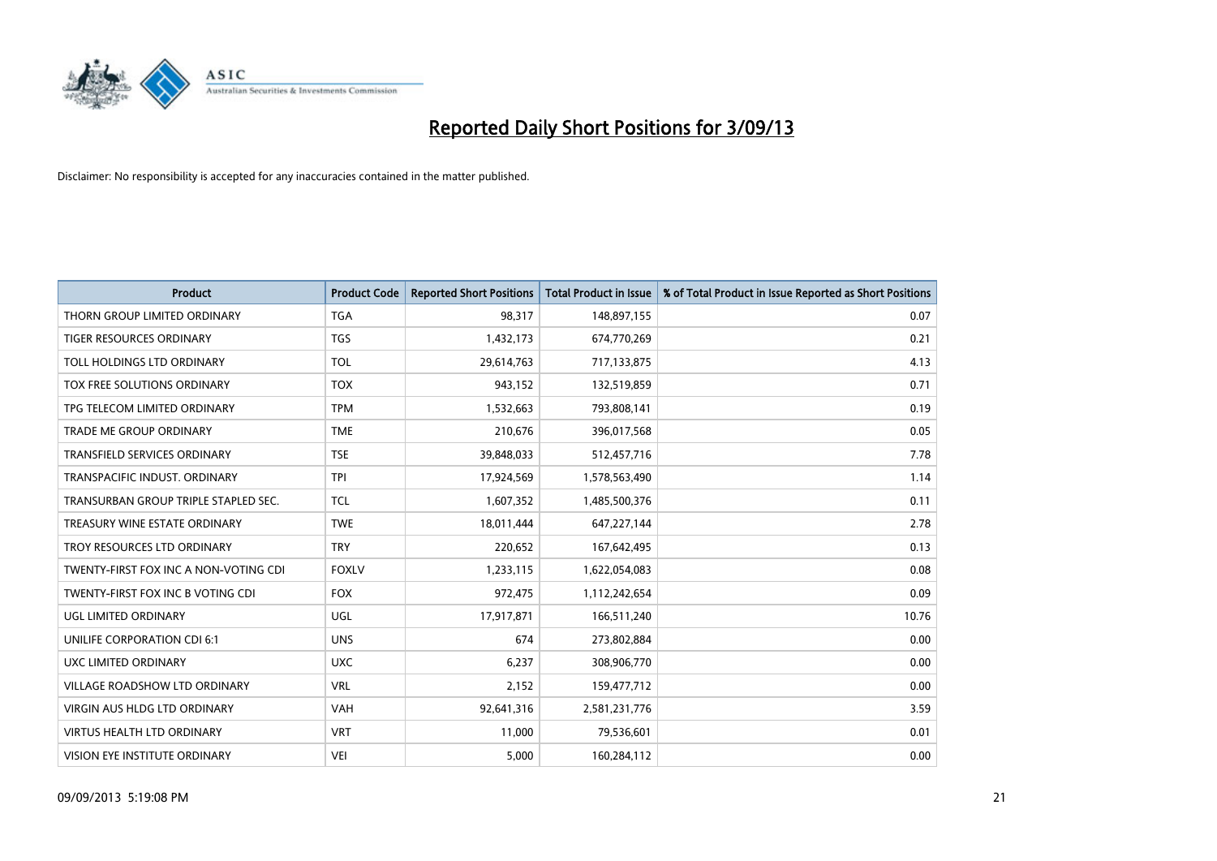# Reported Daily Short Positions for 3/09/13

Disclaimer: No responsibility is accepted for any inaccuracies contained in the matter published.

| Product | Product Code | Reported Short Positions | Total Product in Issue | % of Total Product in Issue Reported as Short Positions |
|---|---|---|---|---|
| THORN GROUP LIMITED ORDINARY | TGA | 98,317 | 148,897,155 | 0.07 |
| TIGER RESOURCES ORDINARY | TGS | 1,432,173 | 674,770,269 | 0.21 |
| TOLL HOLDINGS LTD ORDINARY | TOL | 29,614,763 | 717,133,875 | 4.13 |
| TOX FREE SOLUTIONS ORDINARY | TOX | 943,152 | 132,519,859 | 0.71 |
| TPG TELECOM LIMITED ORDINARY | TPM | 1,532,663 | 793,808,141 | 0.19 |
| TRADE ME GROUP ORDINARY | TME | 210,676 | 396,017,568 | 0.05 |
| TRANSFIELD SERVICES ORDINARY | TSE | 39,848,033 | 512,457,716 | 7.78 |
| TRANSPACIFIC INDUST. ORDINARY | TPI | 17,924,569 | 1,578,563,490 | 1.14 |
| TRANSURBAN GROUP TRIPLE STAPLED SEC. | TCL | 1,607,352 | 1,485,500,376 | 0.11 |
| TREASURY WINE ESTATE ORDINARY | TWE | 18,011,444 | 647,227,144 | 2.78 |
| TROY RESOURCES LTD ORDINARY | TRY | 220,652 | 167,642,495 | 0.13 |
| TWENTY-FIRST FOX INC A NON-VOTING CDI | FOXLV | 1,233,115 | 1,622,054,083 | 0.08 |
| TWENTY-FIRST FOX INC B VOTING CDI | FOX | 972,475 | 1,112,242,654 | 0.09 |
| UGL LIMITED ORDINARY | UGL | 17,917,871 | 166,511,240 | 10.76 |
| UNILIFE CORPORATION CDI 6:1 | UNS | 674 | 273,802,884 | 0.00 |
| UXC LIMITED ORDINARY | UXC | 6,237 | 308,906,770 | 0.00 |
| VILLAGE ROADSHOW LTD ORDINARY | VRL | 2,152 | 159,477,712 | 0.00 |
| VIRGIN AUS HLDG LTD ORDINARY | VAH | 92,641,316 | 2,581,231,776 | 3.59 |
| VIRTUS HEALTH LTD ORDINARY | VRT | 11,000 | 79,536,601 | 0.01 |
| VISION EYE INSTITUTE ORDINARY | VEI | 5,000 | 160,284,112 | 0.00 |

09/09/2013 5:19:08 PM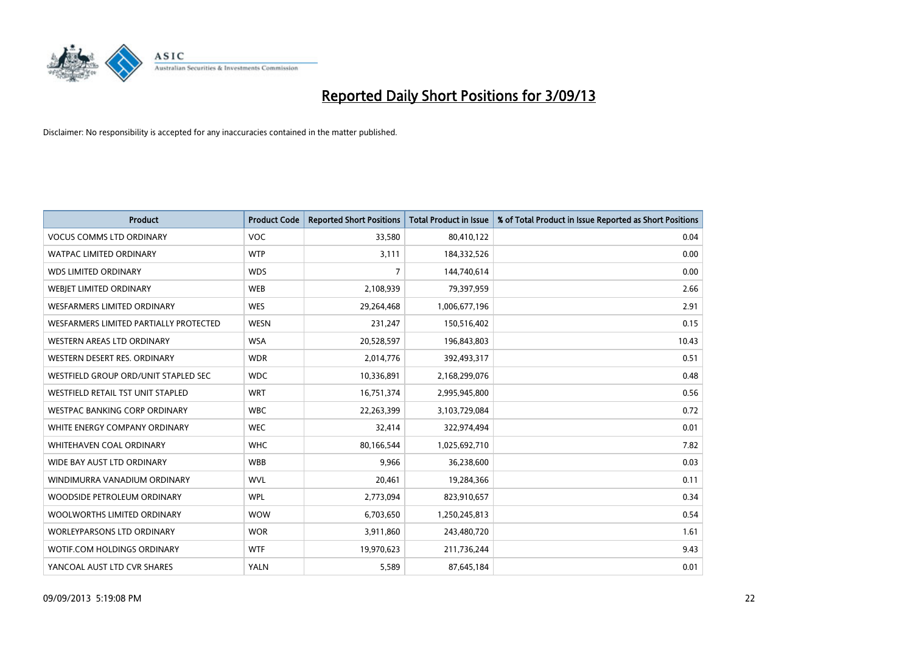# Reported Daily Short Positions for 3/09/13

Disclaimer: No responsibility is accepted for any inaccuracies contained in the matter published.

| Product | Product Code | Reported Short Positions | Total Product in Issue | % of Total Product in Issue Reported as Short Positions |
|---|---|---|---|---|
| VOCUS COMMS LTD ORDINARY | VOC | 33,580 | 80,410,122 | 0.04 |
| WATPAC LIMITED ORDINARY | WTP | 3,111 | 184,332,526 | 0.00 |
| WDS LIMITED ORDINARY | WDS | 7 | 144,740,614 | 0.00 |
| WEBJET LIMITED ORDINARY | WEB | 2,108,939 | 79,397,959 | 2.66 |
| WESFARMERS LIMITED ORDINARY | WES | 29,264,468 | 1,006,677,196 | 2.91 |
| WESFARMERS LIMITED PARTIALLY PROTECTED | WESN | 231,247 | 150,516,402 | 0.15 |
| WESTERN AREAS LTD ORDINARY | WSA | 20,528,597 | 196,843,803 | 10.43 |
| WESTERN DESERT RES. ORDINARY | WDR | 2,014,776 | 392,493,317 | 0.51 |
| WESTFIELD GROUP ORD/UNIT STAPLED SEC | WDC | 10,336,891 | 2,168,299,076 | 0.48 |
| WESTFIELD RETAIL TST UNIT STAPLED | WRT | 16,751,374 | 2,995,945,800 | 0.56 |
| WESTPAC BANKING CORP ORDINARY | WBC | 22,263,399 | 3,103,729,084 | 0.72 |
| WHITE ENERGY COMPANY ORDINARY | WEC | 32,414 | 322,974,494 | 0.01 |
| WHITEHAVEN COAL ORDINARY | WHC | 80,166,544 | 1,025,692,710 | 7.82 |
| WIDE BAY AUST LTD ORDINARY | WBB | 9,966 | 36,238,600 | 0.03 |
| WINDIMURRA VANADIUM ORDINARY | WVL | 20,461 | 19,284,366 | 0.11 |
| WOODSIDE PETROLEUM ORDINARY | WPL | 2,773,094 | 823,910,657 | 0.34 |
| WOOLWORTHS LIMITED ORDINARY | WOW | 6,703,650 | 1,250,245,813 | 0.54 |
| WORLEYPARSONS LTD ORDINARY | WOR | 3,911,860 | 243,480,720 | 1.61 |
| WOTIF.COM HOLDINGS ORDINARY | WTF | 19,970,623 | 211,736,244 | 9.43 |
| YANCOAL AUST LTD CVR SHARES | YALN | 5,589 | 87,645,184 | 0.01 |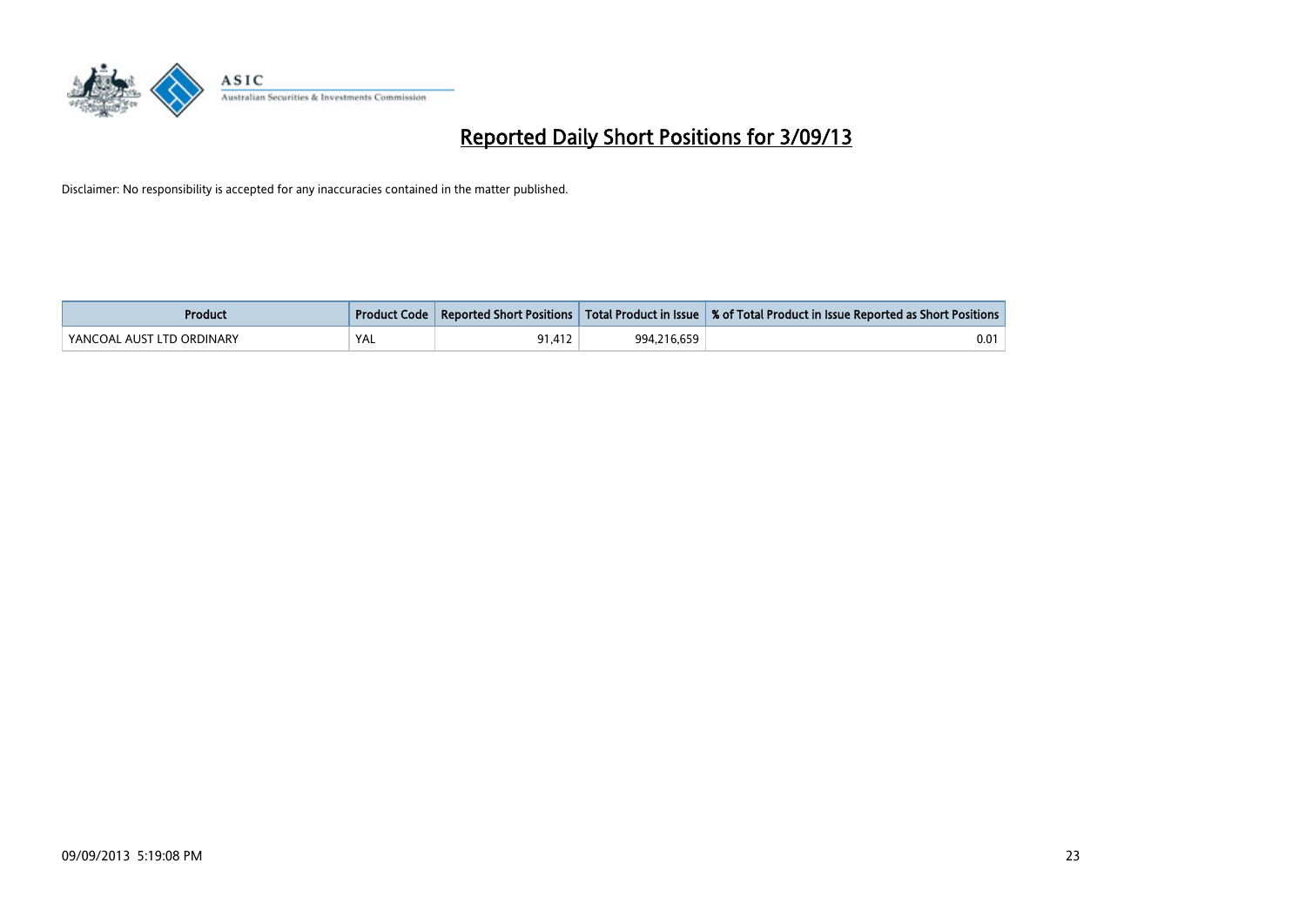# Reported Daily Short Positions for 3/09/13

Disclaimer: No responsibility is accepted for any inaccuracies contained in the matter published.

| Product | Product Code | Reported Short Positions | Total Product in Issue | % of Total Product in Issue Reported as Short Positions |
|---|---|---|---|---|
| YANCOAL AUST LTD ORDINARY | YAL | 91,412 | 994,216,659 | 0.01 |

09/09/2013 5:19:08 PM